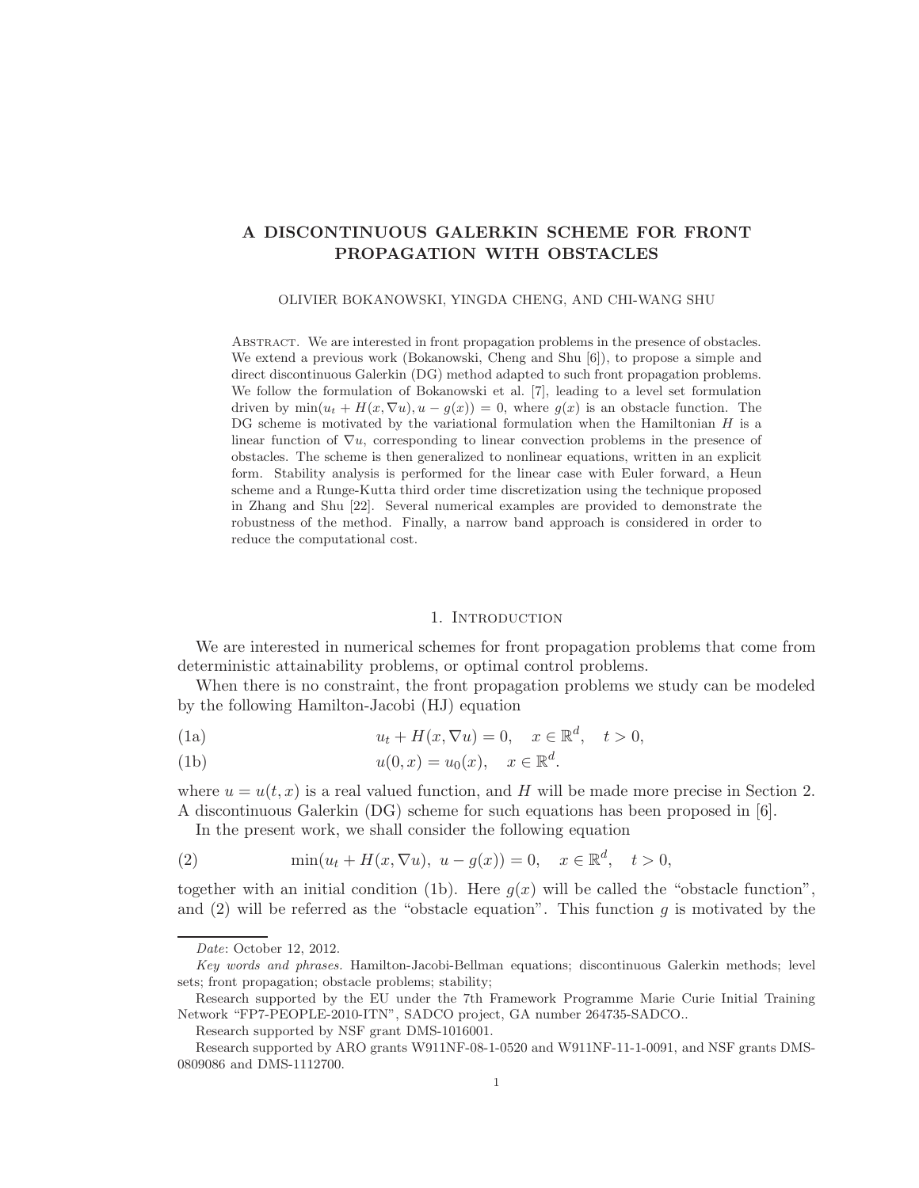# A DISCONTINUOUS GALERKIN SCHEME FOR FRONT PROPAGATION WITH OBSTACLES

OLIVIER BOKANOWSKI, YINGDA CHENG, AND CHI-WANG SHU

Abstract. We are interested in front propagation problems in the presence of obstacles. We extend a previous work (Bokanowski, Cheng and Shu [6]), to propose a simple and direct discontinuous Galerkin (DG) method adapted to such front propagation problems. We follow the formulation of Bokanowski et al. [7], leading to a level set formulation driven by $\min(u_t + H(x, \nabla u), u - g(x)) = 0$, where $g(x)$ is an obstacle function. The DG scheme is motivated by the variational formulation when the Hamiltonian $H$ is a linear function of $\nabla u$, corresponding to linear convection problems in the presence of obstacles. The scheme is then generalized to nonlinear equations, written in an explicit form. Stability analysis is performed for the linear case with Euler forward, a Heun scheme and a Runge-Kutta third order time discretization using the technique proposed in Zhang and Shu [22]. Several numerical examples are provided to demonstrate the robustness of the method. Finally, a narrow band approach is considered in order to reduce the computational cost.

## 1. Introduction

We are interested in numerical schemes for front propagation problems that come from deterministic attainability problems, or optimal control problems.

When there is no constraint, the front propagation problems we study can be modeled by the following Hamilton-Jacobi (HJ) equation

$$u_t + H(x, \nabla u) = 0, \quad x \in \mathbb{R}^d, \quad t > 0, \tag{1a}$$

$$u(0, x) = u_0(x), \quad x \in \mathbb{R}^d. \tag{1b}$$

where $u = u(t, x)$ is a real valued function, and $H$ will be made more precise in Section 2. A discontinuous Galerkin (DG) scheme for such equations has been proposed in [6].

In the present work, we shall consider the following equation

$$\min(u_t + H(x, \nabla u),\ u - g(x)) = 0, \quad x \in \mathbb{R}^d, \quad t > 0, \tag{2}$$

together with an initial condition (1b). Here $g(x)$ will be called the "obstacle function", and (2) will be referred as the "obstacle equation". This function $g$ is motivated by the

---

*Date*: October 12, 2012.

*Key words and phrases.* Hamilton-Jacobi-Bellman equations; discontinuous Galerkin methods; level sets; front propagation; obstacle problems; stability;

Research supported by the EU under the 7th Framework Programme Marie Curie Initial Training Network "FP7-PEOPLE-2010-ITN", SADCO project, GA number 264735-SADCO..

Research supported by NSF grant DMS-1016001.

Research supported by ARO grants W911NF-08-1-0520 and W911NF-11-1-0091, and NSF grants DMS-0809086 and DMS-1112700.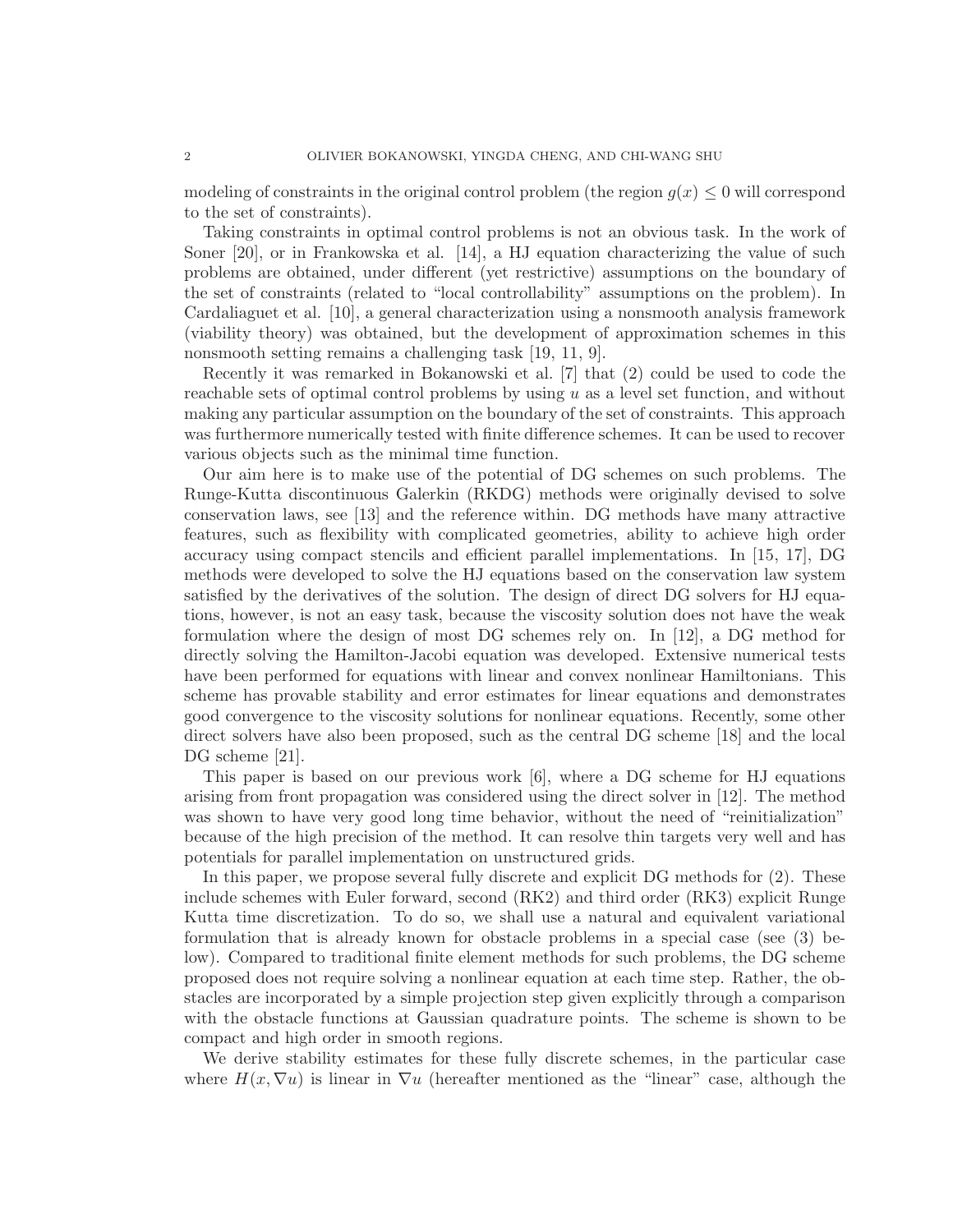modeling of constraints in the original control problem (the region $g(x) \leq 0$ will correspond to the set of constraints).

Taking constraints in optimal control problems is not an obvious task. In the work of Soner [20], or in Frankowska et al. [14], a HJ equation characterizing the value of such problems are obtained, under different (yet restrictive) assumptions on the boundary of the set of constraints (related to "local controllability" assumptions on the problem). In Cardaliaguet et al. [10], a general characterization using a nonsmooth analysis framework (viability theory) was obtained, but the development of approximation schemes in this nonsmooth setting remains a challenging task [19, 11, 9].

Recently it was remarked in Bokanowski et al. [7] that (2) could be used to code the reachable sets of optimal control problems by using $u$ as a level set function, and without making any particular assumption on the boundary of the set of constraints. This approach was furthermore numerically tested with finite difference schemes. It can be used to recover various objects such as the minimal time function.

Our aim here is to make use of the potential of DG schemes on such problems. The Runge-Kutta discontinuous Galerkin (RKDG) methods were originally devised to solve conservation laws, see [13] and the reference within. DG methods have many attractive features, such as flexibility with complicated geometries, ability to achieve high order accuracy using compact stencils and efficient parallel implementations. In [15, 17], DG methods were developed to solve the HJ equations based on the conservation law system satisfied by the derivatives of the solution. The design of direct DG solvers for HJ equations, however, is not an easy task, because the viscosity solution does not have the weak formulation where the design of most DG schemes rely on. In [12], a DG method for directly solving the Hamilton-Jacobi equation was developed. Extensive numerical tests have been performed for equations with linear and convex nonlinear Hamiltonians. This scheme has provable stability and error estimates for linear equations and demonstrates good convergence to the viscosity solutions for nonlinear equations. Recently, some other direct solvers have also been proposed, such as the central DG scheme [18] and the local DG scheme [21].

This paper is based on our previous work [6], where a DG scheme for HJ equations arising from front propagation was considered using the direct solver in [12]. The method was shown to have very good long time behavior, without the need of "reinitialization" because of the high precision of the method. It can resolve thin targets very well and has potentials for parallel implementation on unstructured grids.

In this paper, we propose several fully discrete and explicit DG methods for (2). These include schemes with Euler forward, second (RK2) and third order (RK3) explicit Runge Kutta time discretization. To do so, we shall use a natural and equivalent variational formulation that is already known for obstacle problems in a special case (see (3) below). Compared to traditional finite element methods for such problems, the DG scheme proposed does not require solving a nonlinear equation at each time step. Rather, the obstacles are incorporated by a simple projection step given explicitly through a comparison with the obstacle functions at Gaussian quadrature points. The scheme is shown to be compact and high order in smooth regions.

We derive stability estimates for these fully discrete schemes, in the particular case where $H(x, \nabla u)$ is linear in $\nabla u$ (hereafter mentioned as the "linear" case, although the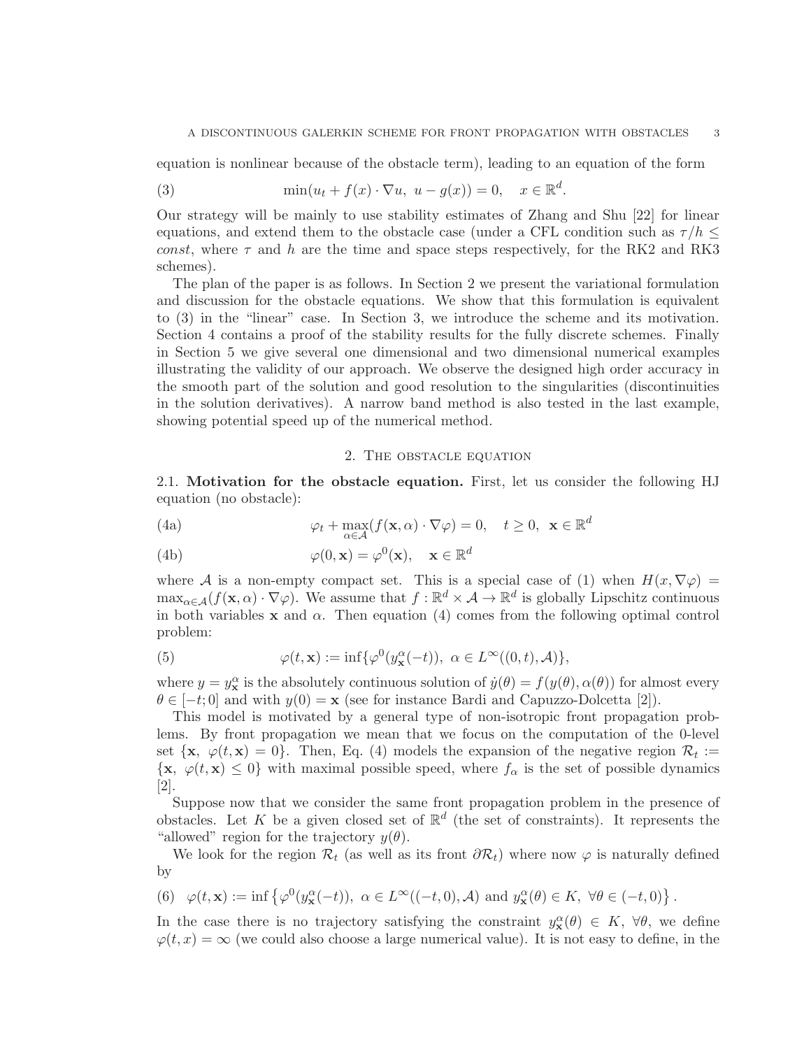equation is nonlinear because of the obstacle term), leading to an equation of the form

$$\min(u_t + f(x) \cdot \nabla u,\ u - g(x)) = 0, \quad x \in \mathbb{R}^d. \tag{3}$$

Our strategy will be mainly to use stability estimates of Zhang and Shu [22] for linear equations, and extend them to the obstacle case (under a CFL condition such as $\tau/h \leq$ *const*, where $\tau$ and $h$ are the time and space steps respectively, for the RK2 and RK3 schemes).

The plan of the paper is as follows. In Section 2 we present the variational formulation and discussion for the obstacle equations. We show that this formulation is equivalent to (3) in the "linear" case. In Section 3, we introduce the scheme and its motivation. Section 4 contains a proof of the stability results for the fully discrete schemes. Finally in Section 5 we give several one dimensional and two dimensional numerical examples illustrating the validity of our approach. We observe the designed high order accuracy in the smooth part of the solution and good resolution to the singularities (discontinuities in the solution derivatives). A narrow band method is also tested in the last example, showing potential speed up of the numerical method.

## 2. The obstacle equation

**2.1. Motivation for the obstacle equation.** First, let us consider the following HJ equation (no obstacle):

$$\varphi_t + \max_{\alpha \in \mathcal{A}} (f(\mathbf{x}, \alpha) \cdot \nabla \varphi) = 0, \quad t \geq 0,\ \mathbf{x} \in \mathbb{R}^d \tag{4a}$$

$$\varphi(0, \mathbf{x}) = \varphi^0(\mathbf{x}), \quad \mathbf{x} \in \mathbb{R}^d \tag{4b}$$

where $\mathcal{A}$ is a non-empty compact set. This is a special case of (1) when $H(x, \nabla\varphi) = \max_{\alpha \in \mathcal{A}}(f(\mathbf{x}, \alpha) \cdot \nabla \varphi)$. We assume that $f : \mathbb{R}^d \times \mathcal{A} \to \mathbb{R}^d$ is globally Lipschitz continuous in both variables $\mathbf{x}$ and $\alpha$. Then equation (4) comes from the following optimal control problem:

$$\varphi(t, \mathbf{x}) := \inf\{\varphi^0(y^\alpha_{\mathbf{x}}(-t)),\ \alpha \in L^\infty((0,t), \mathcal{A})\}, \tag{5}$$

where $y = y^\alpha_{\mathbf{x}}$ is the absolutely continuous solution of $\dot{y}(\theta) = f(y(\theta), \alpha(\theta))$ for almost every $\theta \in [-t; 0]$ and with $y(0) = \mathbf{x}$ (see for instance Bardi and Capuzzo-Dolcetta [2]).

This model is motivated by a general type of non-isotropic front propagation problems. By front propagation we mean that we focus on the computation of the 0-level set $\{\mathbf{x},\ \varphi(t, \mathbf{x}) = 0\}$. Then, Eq. (4) models the expansion of the negative region $\mathcal{R}_t := \{\mathbf{x},\ \varphi(t, \mathbf{x}) \leq 0\}$ with maximal possible speed, where $f_\alpha$ is the set of possible dynamics [2].

Suppose now that we consider the same front propagation problem in the presence of obstacles. Let $K$ be a given closed set of $\mathbb{R}^d$ (the set of constraints). It represents the "allowed" region for the trajectory $y(\theta)$.

We look for the region $\mathcal{R}_t$ (as well as its front $\partial\mathcal{R}_t$) where now $\varphi$ is naturally defined by

$$\varphi(t, \mathbf{x}) := \inf\left\{\varphi^0(y^\alpha_{\mathbf{x}}(-t)),\ \alpha \in L^\infty((-t, 0), \mathcal{A}) \text{ and } y^\alpha_{\mathbf{x}}(\theta) \in K,\ \forall \theta \in (-t, 0)\right\}. \tag{6}$$

In the case there is no trajectory satisfying the constraint $y^\alpha_{\mathbf{x}}(\theta) \in K,\ \forall \theta$, we define $\varphi(t, x) = \infty$ (we could also choose a large numerical value). It is not easy to define, in the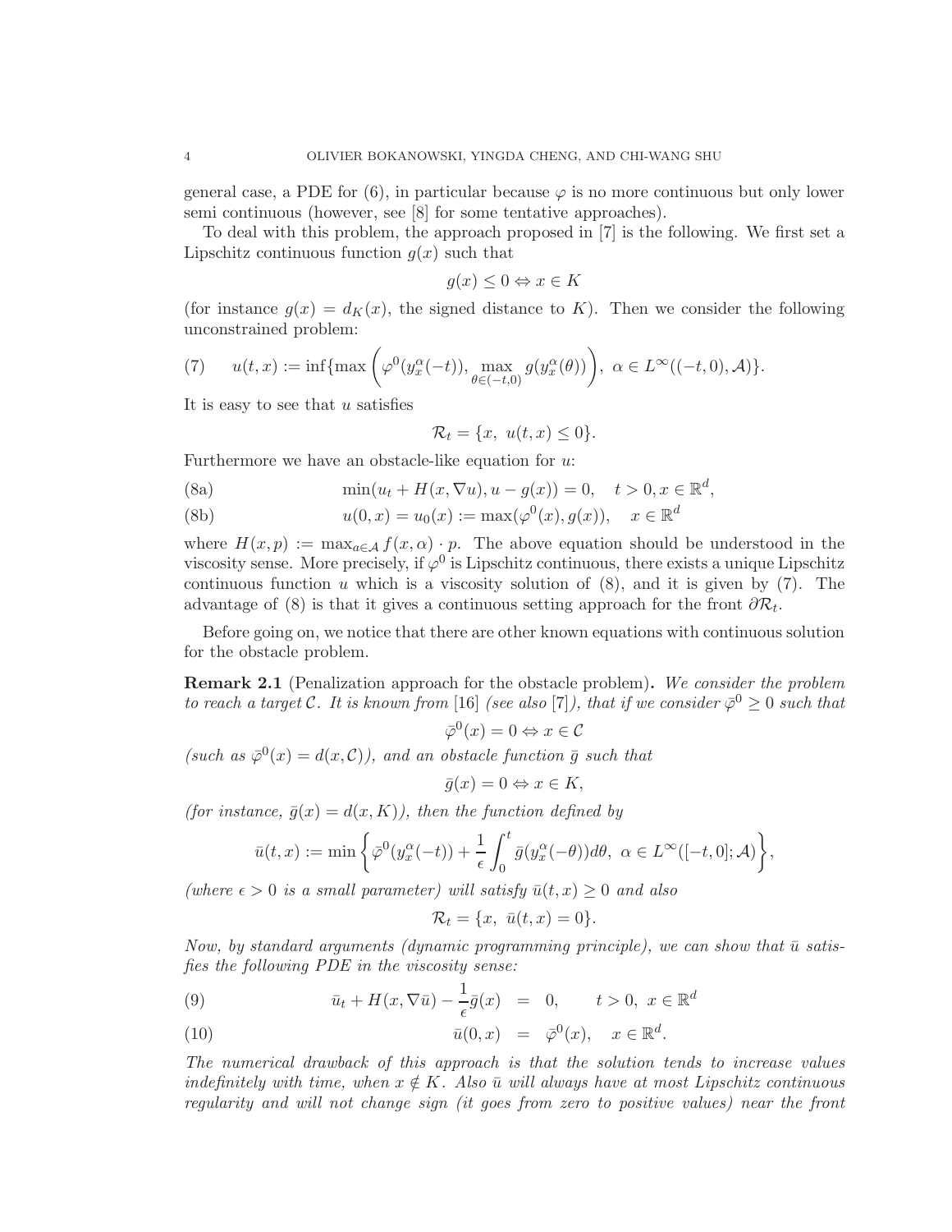general case, a PDE for (6), in particular because $\varphi$ is no more continuous but only lower semi continuous (however, see [8] for some tentative approaches).

To deal with this problem, the approach proposed in [7] is the following. We first set a Lipschitz continuous function $g(x)$ such that

$$g(x) \leq 0 \Leftrightarrow x \in K$$

(for instance $g(x) = d_K(x)$, the signed distance to $K$). Then we consider the following unconstrained problem:

$$u(t,x) := \inf\{\max\left(\varphi^0(y_x^\alpha(-t)), \max_{\theta \in (-t,0)} g(y_x^\alpha(\theta))\right),\ \alpha \in L^\infty((-t,0),\mathcal{A})\}. \tag{7}$$

It is easy to see that $u$ satisfies

$$\mathcal{R}_t = \{x,\ u(t,x) \leq 0\}.$$

Furthermore we have an obstacle-like equation for $u$:

$$\min(u_t + H(x,\nabla u), u - g(x)) = 0, \quad t > 0, x \in \mathbb{R}^d, \tag{8a}$$

$$u(0,x) = u_0(x) := \max(\varphi^0(x), g(x)), \quad x \in \mathbb{R}^d \tag{8b}$$

where $H(x,p) := \max_{a\in\mathcal{A}} f(x,\alpha)\cdot p$. The above equation should be understood in the viscosity sense. More precisely, if $\varphi^0$ is Lipschitz continuous, there exists a unique Lipschitz continuous function $u$ which is a viscosity solution of (8), and it is given by (7). The advantage of (8) is that it gives a continuous setting approach for the front $\partial\mathcal{R}_t$.

Before going on, we notice that there are other known equations with continuous solution for the obstacle problem.

**Remark 2.1** (Penalization approach for the obstacle problem)**.** *We consider the problem to reach a target $\mathcal{C}$. It is known from* [16] *(see also* [7]*), that if we consider $\bar\varphi^0 \geq 0$ such that*

$$\bar\varphi^0(x) = 0 \Leftrightarrow x \in \mathcal{C}$$

*(such as $\bar\varphi^0(x) = d(x,\mathcal{C})$), and an obstacle function $\bar g$ such that*

$$\bar g(x) = 0 \Leftrightarrow x \in K,$$

*(for instance, $\bar g(x) = d(x,K)$), then the function defined by*

$$\bar u(t,x) := \min\left\{\bar\varphi^0(y_x^\alpha(-t)) + \frac{1}{\epsilon}\int_0^t \bar g(y_x^\alpha(-\theta))d\theta,\ \alpha \in L^\infty([-t,0];\mathcal{A})\right\},$$

*(where $\epsilon > 0$ is a small parameter) will satisfy $\bar u(t,x) \geq 0$ and also*

$$\mathcal{R}_t = \{x,\ \bar u(t,x) = 0\}.$$

*Now, by standard arguments (dynamic programming principle), we can show that $\bar u$ satisfies the following PDE in the viscosity sense:*

$$\bar u_t + H(x,\nabla\bar u) - \frac{1}{\epsilon}\bar g(x) = 0, \qquad t > 0,\ x \in \mathbb{R}^d \tag{9}$$

$$\bar u(0,x) = \bar\varphi^0(x), \quad x \in \mathbb{R}^d. \tag{10}$$

*The numerical drawback of this approach is that the solution tends to increase values indefinitely with time, when $x \notin K$. Also $\bar u$ will always have at most Lipschitz continuous regularity and will not change sign (it goes from zero to positive values) near the front*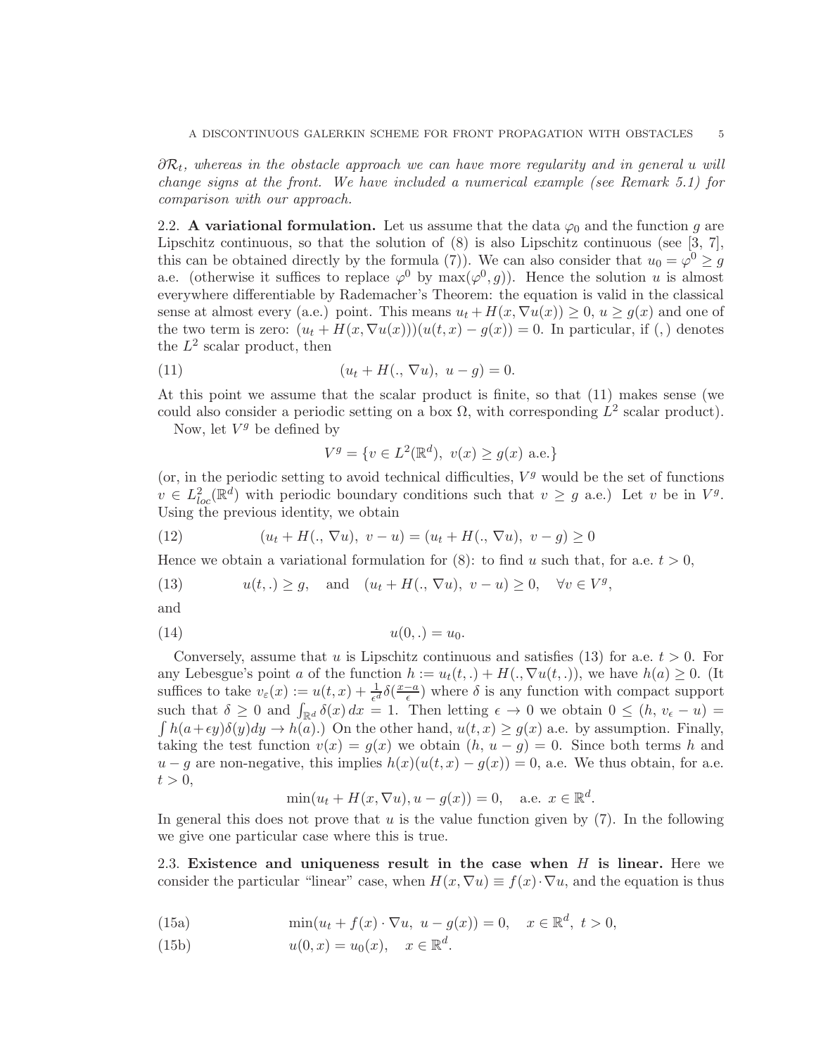$\partial\mathcal{R}_t$, *whereas in the obstacle approach we can have more regularity and in general* $u$ *will change signs at the front. We have included a numerical example (see Remark 5.1) for comparison with our approach.*

**2.2. A variational formulation.** Let us assume that the data $\varphi_0$ and the function $g$ are Lipschitz continuous, so that the solution of (8) is also Lipschitz continuous (see [3, 7], this can be obtained directly by the formula (7)). We can also consider that $u_0 = \varphi^0 \geq g$ a.e. (otherwise it suffices to replace $\varphi^0$ by $\max(\varphi^0, g)$). Hence the solution $u$ is almost everywhere differentiable by Rademacher's Theorem: the equation is valid in the classical sense at almost every (a.e.) point. This means $u_t + H(x, \nabla u(x)) \geq 0$, $u \geq g(x)$ and one of the two term is zero: $(u_t + H(x, \nabla u(x)))(u(t,x) - g(x)) = 0$. In particular, if $(,)$ denotes the $L^2$ scalar product, then

$$(u_t + H(., \nabla u),\ u - g) = 0. \tag{11}$$

At this point we assume that the scalar product is finite, so that (11) makes sense (we could also consider a periodic setting on a box $\Omega$, with corresponding $L^2$ scalar product).

Now, let $V^g$ be defined by

$$V^g = \{v \in L^2(\mathbb{R}^d),\ v(x) \geq g(x) \text{ a.e.}\}$$

(or, in the periodic setting to avoid technical difficulties, $V^g$ would be the set of functions $v \in L^2_{loc}(\mathbb{R}^d)$ with periodic boundary conditions such that $v \geq g$ a.e.) Let $v$ be in $V^g$. Using the previous identity, we obtain

$$(u_t + H(., \nabla u),\ v - u) = (u_t + H(., \nabla u),\ v - g) \geq 0 \tag{12}$$

Hence we obtain a variational formulation for (8): to find $u$ such that, for a.e. $t > 0$,

$$u(t,.) \geq g, \quad \text{and} \quad (u_t + H(., \nabla u),\ v - u) \geq 0, \quad \forall v \in V^g, \tag{13}$$

and

$$u(0,.) = u_0. \tag{14}$$

Conversely, assume that $u$ is Lipschitz continuous and satisfies (13) for a.e. $t > 0$. For any Lebesgue's point $a$ of the function $h := u_t(t,.) + H(., \nabla u(t,.))$, we have $h(a) \geq 0$. (It suffices to take $v_\varepsilon(x) := u(t,x) + \frac{1}{\epsilon^d}\delta(\frac{x-a}{\epsilon})$ where $\delta$ is any function with compact support such that $\delta \geq 0$ and $\int_{\mathbb{R}^d} \delta(x)\, dx = 1$. Then letting $\epsilon \to 0$ we obtain $0 \leq (h, v_\epsilon - u) = \int h(a + \epsilon y)\delta(y) dy \to h(a)$.) On the other hand, $u(t,x) \geq g(x)$ a.e. by assumption. Finally, taking the test function $v(x) = g(x)$ we obtain $(h, u - g) = 0$. Since both terms $h$ and $u - g$ are non-negative, this implies $h(x)(u(t,x) - g(x)) = 0$, a.e. We thus obtain, for a.e. $t > 0$,

$$\min(u_t + H(x, \nabla u), u - g(x)) = 0, \quad \text{a.e. } x \in \mathbb{R}^d.$$

In general this does not prove that $u$ is the value function given by (7). In the following we give one particular case where this is true.

**2.3. Existence and uniqueness result in the case when $H$ is linear.** Here we consider the particular "linear" case, when $H(x, \nabla u) \equiv f(x) \cdot \nabla u$, and the equation is thus

$$\min(u_t + f(x) \cdot \nabla u,\ u - g(x)) = 0, \quad x \in \mathbb{R}^d,\ t > 0, \tag{15a}$$

$$u(0,x) = u_0(x), \quad x \in \mathbb{R}^d. \tag{15b}$$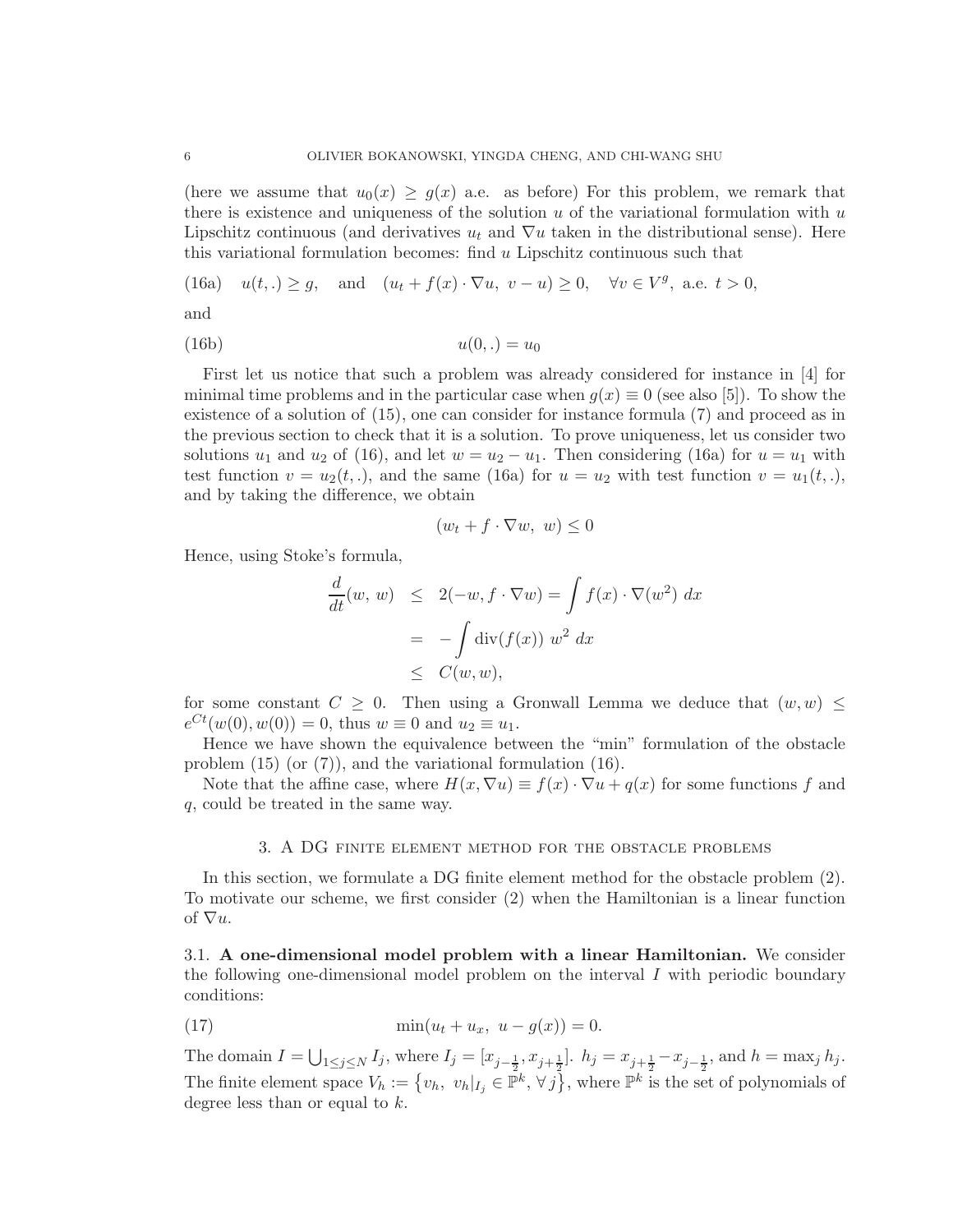(here we assume that $u_0(x) \geq g(x)$ a.e. as before) For this problem, we remark that there is existence and uniqueness of the solution $u$ of the variational formulation with $u$ Lipschitz continuous (and derivatives $u_t$ and $\nabla u$ taken in the distributional sense). Here this variational formulation becomes: find $u$ Lipschitz continuous such that

$$u(t,.) \geq g, \quad \text{and} \quad (u_t + f(x) \cdot \nabla u,\ v - u) \geq 0, \quad \forall v \in V^g, \text{ a.e. } t > 0, \tag{16a}$$

and

$$u(0,.) = u_0 \tag{16b}$$

First let us notice that such a problem was already considered for instance in [4] for minimal time problems and in the particular case when $g(x) \equiv 0$ (see also [5]). To show the existence of a solution of (15), one can consider for instance formula (7) and proceed as in the previous section to check that it is a solution. To prove uniqueness, let us consider two solutions $u_1$ and $u_2$ of (16), and let $w = u_2 - u_1$. Then considering (16a) for $u = u_1$ with test function $v = u_2(t,.)$, and the same (16a) for $u = u_2$ with test function $v = u_1(t,.)$, and by taking the difference, we obtain

$$(w_t + f \cdot \nabla w,\ w) \leq 0$$

Hence, using Stoke's formula,

$$\begin{aligned} \frac{d}{dt}(w,\ w) &\leq 2(-w, f \cdot \nabla w) = \int f(x) \cdot \nabla(w^2)\ dx \\ &= -\int \operatorname{div}(f(x))\ w^2\ dx \\ &\leq C(w,w), \end{aligned}$$

for some constant $C \geq 0$. Then using a Gronwall Lemma we deduce that $(w,w) \leq e^{Ct}(w(0),w(0)) = 0$, thus $w \equiv 0$ and $u_2 \equiv u_1$.

Hence we have shown the equivalence between the "min" formulation of the obstacle problem (15) (or (7)), and the variational formulation (16).

Note that the affine case, where $H(x, \nabla u) \equiv f(x) \cdot \nabla u + q(x)$ for some functions $f$ and $q$, could be treated in the same way.

## 3. A DG finite element method for the obstacle problems

In this section, we formulate a DG finite element method for the obstacle problem (2). To motivate our scheme, we first consider (2) when the Hamiltonian is a linear function of $\nabla u$.

### 3.1. A one-dimensional model problem with a linear Hamiltonian.

We consider the following one-dimensional model problem on the interval $I$ with periodic boundary conditions:

$$\min(u_t + u_x,\ u - g(x)) = 0. \tag{17}$$

The domain $I = \bigcup_{1 \leq j \leq N} I_j$, where $I_j = [x_{j-\frac{1}{2}}, x_{j+\frac{1}{2}}]$. $h_j = x_{j+\frac{1}{2}} - x_{j-\frac{1}{2}}$, and $h = \max_j h_j$. The finite element space $V_h := \left\{v_h,\ v_h|_{I_j} \in \mathbb{P}^k,\ \forall j\right\}$, where $\mathbb{P}^k$ is the set of polynomials of degree less than or equal to $k$.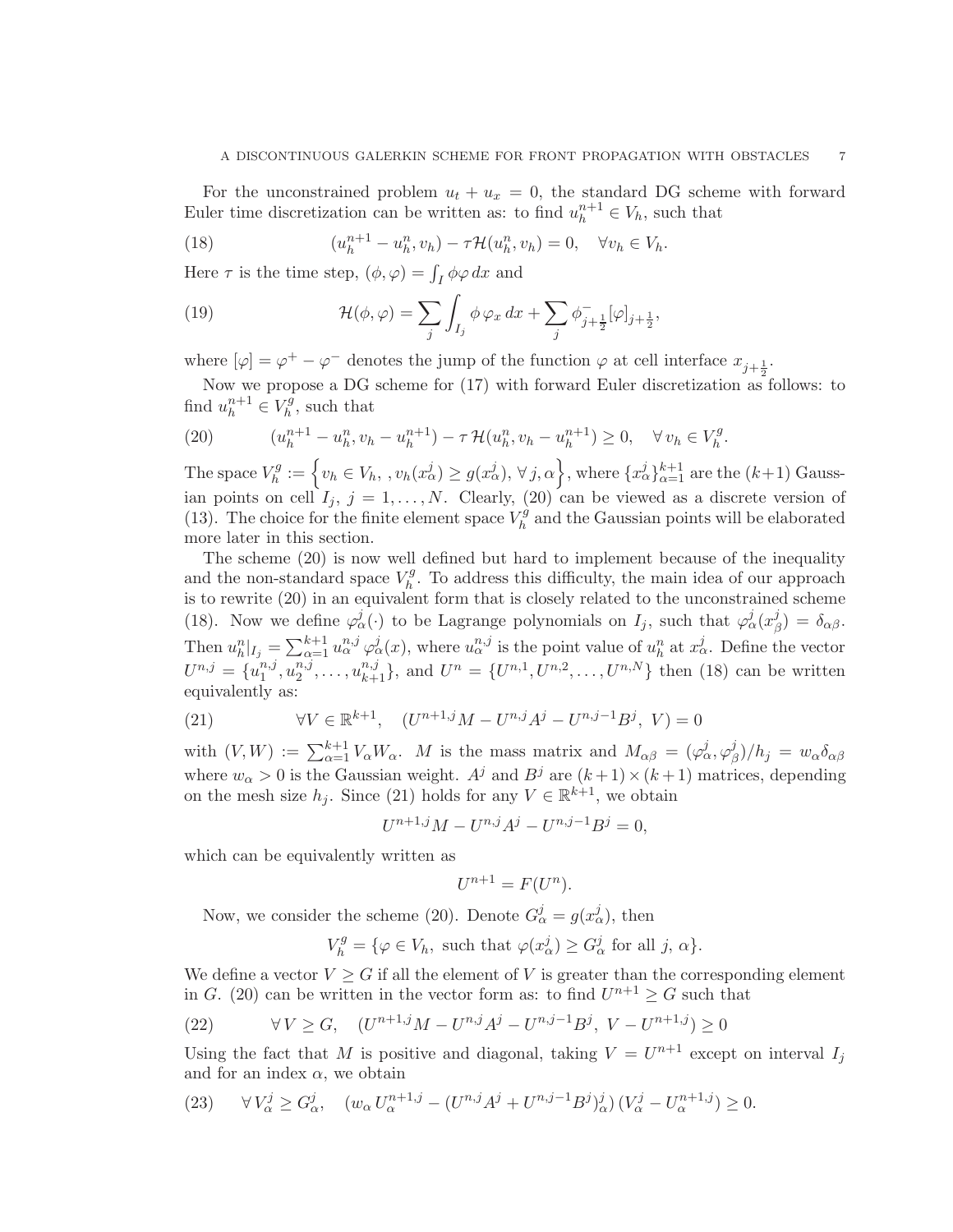For the unconstrained problem $u_t + u_x = 0$, the standard DG scheme with forward Euler time discretization can be written as: to find $u_h^{n+1} \in V_h$, such that

$$(u_h^{n+1} - u_h^n, v_h) - \tau \mathcal{H}(u_h^n, v_h) = 0, \quad \forall v_h \in V_h. \tag{18}$$

Here $\tau$ is the time step, $(\phi, \varphi) = \int_I \phi\varphi \, dx$ and

$$\mathcal{H}(\phi, \varphi) = \sum_j \int_{I_j} \phi \, \varphi_x \, dx + \sum_j \phi^-_{j+\frac{1}{2}} [\varphi]_{j+\frac{1}{2}}, \tag{19}$$

where $[\varphi] = \varphi^+ - \varphi^-$ denotes the jump of the function $\varphi$ at cell interface $x_{j+\frac{1}{2}}$.

Now we propose a DG scheme for (17) with forward Euler discretization as follows: to find $u_h^{n+1} \in V_h^g$, such that

$$(u_h^{n+1} - u_h^n, v_h - u_h^{n+1}) - \tau \, \mathcal{H}(u_h^n, v_h - u_h^{n+1}) \geq 0, \quad \forall \, v_h \in V_h^g. \tag{20}$$

The space $V_h^g := \left\{ v_h \in V_h, \, , v_h(x_\alpha^j) \geq g(x_\alpha^j), \, \forall \, j, \alpha \right\}$, where $\{x_\alpha^j\}_{\alpha=1}^{k+1}$ are the $(k+1)$ Gaussian points on cell $I_j$, $j = 1, \ldots, N$. Clearly, (20) can be viewed as a discrete version of (13). The choice for the finite element space $V_h^g$ and the Gaussian points will be elaborated more later in this section.

The scheme (20) is now well defined but hard to implement because of the inequality and the non-standard space $V_h^g$. To address this difficulty, the main idea of our approach is to rewrite (20) in an equivalent form that is closely related to the unconstrained scheme (18). Now we define $\varphi_\alpha^j(\cdot)$ to be Lagrange polynomials on $I_j$, such that $\varphi_\alpha^j(x_\beta^j) = \delta_{\alpha\beta}$. Then $u_h^n|_{I_j} = \sum_{\alpha=1}^{k+1} u_\alpha^{n,j} \, \varphi_\alpha^j(x)$, where $u_\alpha^{n,j}$ is the point value of $u_h^n$ at $x_\alpha^j$. Define the vector $U^{n,j} = \{u_1^{n,j}, u_2^{n,j}, \ldots, u_{k+1}^{n,j}\}$, and $U^n = \{U^{n,1}, U^{n,2}, \ldots, U^{n,N}\}$ then (18) can be written equivalently as:

$$\forall V \in \mathbb{R}^{k+1}, \quad (U^{n+1,j} M - U^{n,j} A^j - U^{n,j-1} B^j, \; V) = 0 \tag{21}$$

with $(V, W) := \sum_{\alpha=1}^{k+1} V_\alpha W_\alpha$. $M$ is the mass matrix and $M_{\alpha\beta} = (\varphi_\alpha^j, \varphi_\beta^j)/h_j = w_\alpha \delta_{\alpha\beta}$ where $w_\alpha > 0$ is the Gaussian weight. $A^j$ and $B^j$ are $(k+1) \times (k+1)$ matrices, depending on the mesh size $h_j$. Since (21) holds for any $V \in \mathbb{R}^{k+1}$, we obtain

$$U^{n+1,j} M - U^{n,j} A^j - U^{n,j-1} B^j = 0,$$

which can be equivalently written as

$$U^{n+1} = F(U^n).$$

Now, we consider the scheme (20). Denote $G_\alpha^j = g(x_\alpha^j)$, then

$$V_h^g = \{\varphi \in V_h, \text{ such that } \varphi(x_\alpha^j) \geq G_\alpha^j \text{ for all } j, \, \alpha\}.$$

We define a vector $V \geq G$ if all the element of $V$ is greater than the corresponding element in $G$. (20) can be written in the vector form as: to find $U^{n+1} \geq G$ such that

$$\forall \, V \geq G, \quad (U^{n+1,j} M - U^{n,j} A^j - U^{n,j-1} B^j, \; V - U^{n+1,j}) \geq 0 \tag{22}$$

Using the fact that $M$ is positive and diagonal, taking $V = U^{n+1}$ except on interval $I_j$ and for an index $\alpha$, we obtain

$$\forall \, V_\alpha^j \geq G_\alpha^j, \quad (w_\alpha \, U_\alpha^{n+1,j} - (U^{n,j} A^j + U^{n,j-1} B^j)_\alpha^j) \, (V_\alpha^j - U_\alpha^{n+1,j}) \geq 0. \tag{23}$$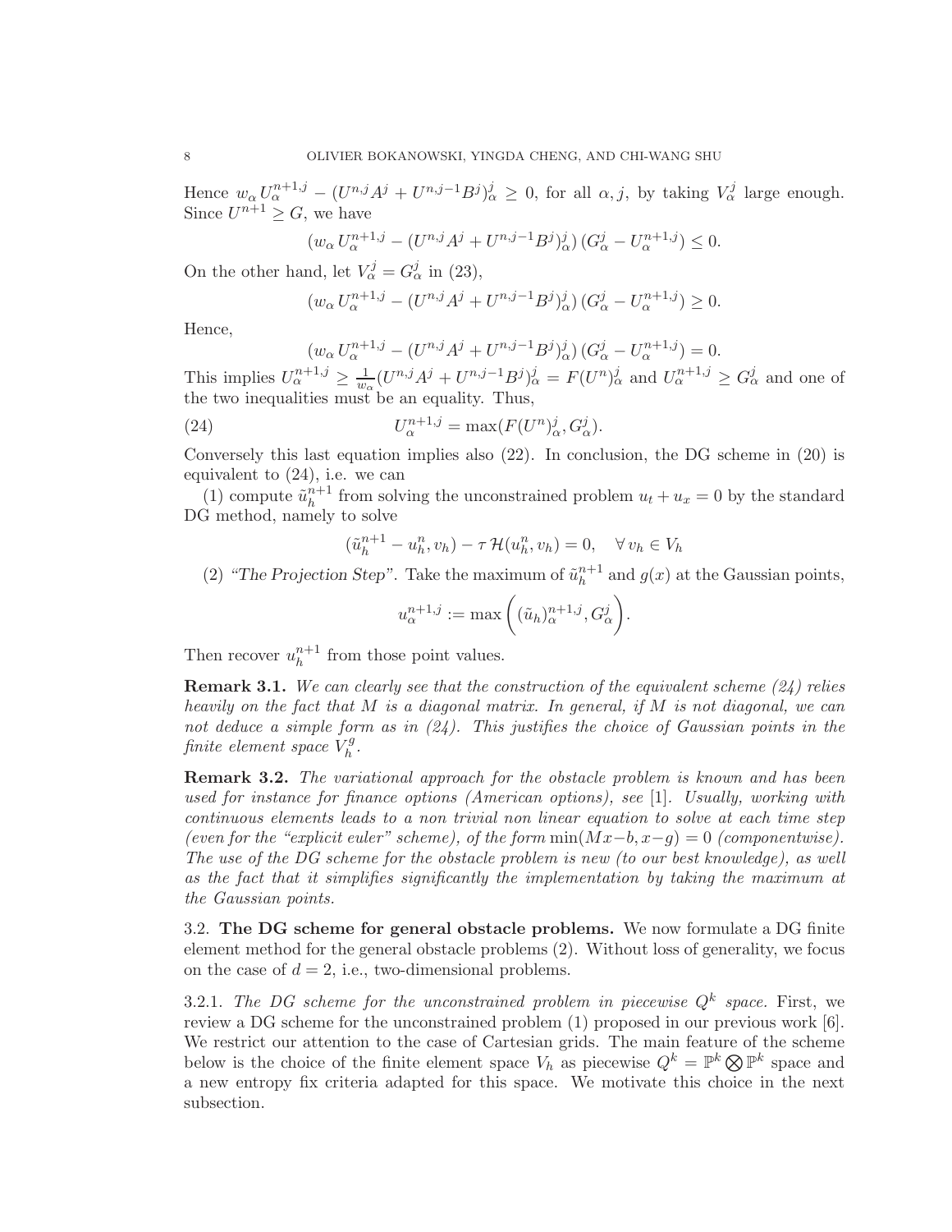Hence $w_\alpha U_\alpha^{n+1,j} - (U^{n,j}A^j + U^{n,j-1}B^j)_\alpha^j \geq 0$, for all $\alpha, j$, by taking $V_\alpha^j$ large enough. Since $U^{n+1} \geq G$, we have

$$(w_\alpha U_\alpha^{n+1,j} - (U^{n,j}A^j + U^{n,j-1}B^j)_\alpha^j)\,(G_\alpha^j - U_\alpha^{n+1,j}) \leq 0.$$

On the other hand, let $V_\alpha^j = G_\alpha^j$ in (23),

$$(w_\alpha U_\alpha^{n+1,j} - (U^{n,j}A^j + U^{n,j-1}B^j)_\alpha^j)\,(G_\alpha^j - U_\alpha^{n+1,j}) \geq 0.$$

Hence,

$$(w_\alpha U_\alpha^{n+1,j} - (U^{n,j}A^j + U^{n,j-1}B^j)_\alpha^j)\,(G_\alpha^j - U_\alpha^{n+1,j}) = 0.$$

This implies $U_\alpha^{n+1,j} \geq \frac{1}{w_\alpha}(U^{n,j}A^j + U^{n,j-1}B^j)_\alpha^j = F(U^n)_\alpha^j$ and $U_\alpha^{n+1,j} \geq G_\alpha^j$ and one of the two inequalities must be an equality. Thus,

$$U_\alpha^{n+1,j} = \max(F(U^n)_\alpha^j, G_\alpha^j). \tag{24}$$

Conversely this last equation implies also (22). In conclusion, the DG scheme in (20) is equivalent to (24), i.e. we can

(1) compute $\tilde{u}_h^{n+1}$ from solving the unconstrained problem $u_t + u_x = 0$ by the standard DG method, namely to solve

$$(\tilde{u}_h^{n+1} - u_h^n, v_h) - \tau\,\mathcal{H}(u_h^n, v_h) = 0, \quad \forall\, v_h \in V_h$$

(2) *"The Projection Step"*. Take the maximum of $\tilde{u}_h^{n+1}$ and $g(x)$ at the Gaussian points,

$$u_\alpha^{n+1,j} := \max\left((\tilde{u}_h)_\alpha^{n+1,j}, G_\alpha^j\right).$$

Then recover $u_h^{n+1}$ from those point values.

**Remark 3.1.** *We can clearly see that the construction of the equivalent scheme (24) relies heavily on the fact that $M$ is a diagonal matrix. In general, if $M$ is not diagonal, we can not deduce a simple form as in (24). This justifies the choice of Gaussian points in the finite element space $V_h^g$.*

**Remark 3.2.** *The variational approach for the obstacle problem is known and has been used for instance for finance options (American options), see* [1]*. Usually, working with continuous elements leads to a non trivial non linear equation to solve at each time step (even for the "explicit euler" scheme), of the form $\min(Mx - b, x - g) = 0$ (componentwise). The use of the DG scheme for the obstacle problem is new (to our best knowledge), as well as the fact that it simplifies significantly the implementation by taking the maximum at the Gaussian points.*

### 3.2. The DG scheme for general obstacle problems.

We now formulate a DG finite element method for the general obstacle problems (2). Without loss of generality, we focus on the case of $d = 2$, i.e., two-dimensional problems.

#### 3.2.1. *The DG scheme for the unconstrained problem in piecewise $Q^k$ space.*

First, we review a DG scheme for the unconstrained problem (1) proposed in our previous work [6]. We restrict our attention to the case of Cartesian grids. The main feature of the scheme below is the choice of the finite element space $V_h$ as piecewise $Q^k = \mathbb{P}^k \bigotimes \mathbb{P}^k$ space and a new entropy fix criteria adapted for this space. We motivate this choice in the next subsection.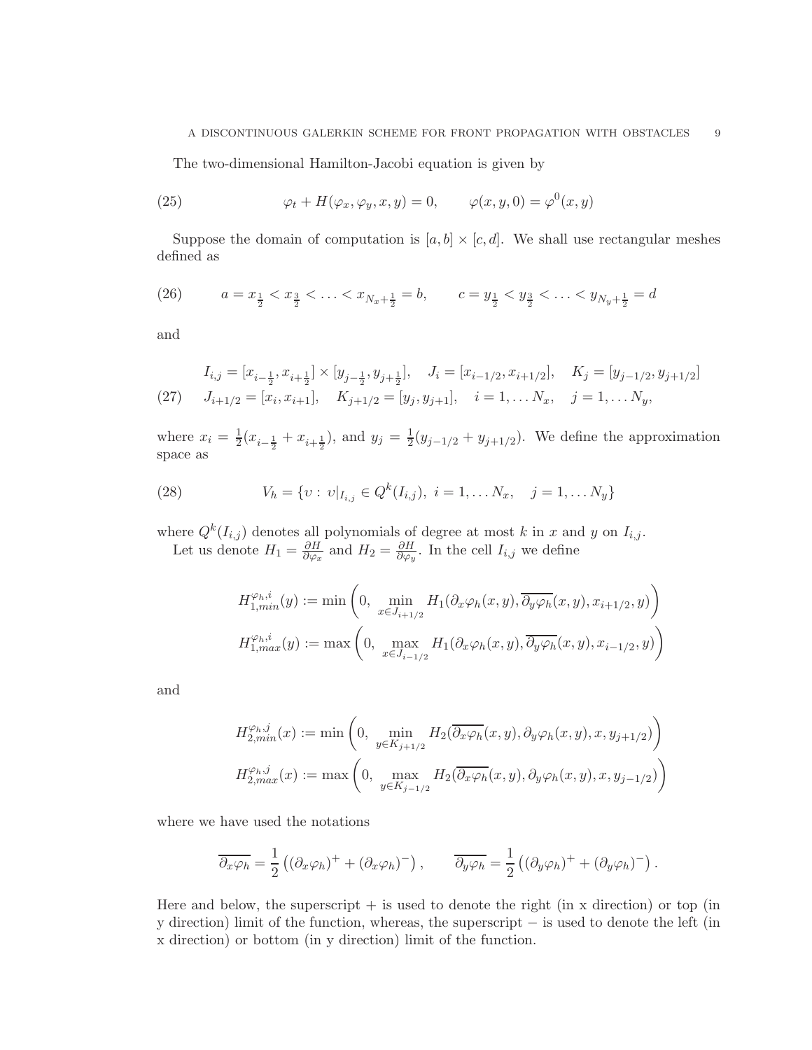The two-dimensional Hamilton-Jacobi equation is given by

$$\varphi_t + H(\varphi_x, \varphi_y, x, y) = 0, \qquad \varphi(x, y, 0) = \varphi^0(x, y) \tag{25}$$

Suppose the domain of computation is $[a, b] \times [c, d]$. We shall use rectangular meshes defined as

$$a = x_{\frac{1}{2}} < x_{\frac{3}{2}} < \ldots < x_{N_x+\frac{1}{2}} = b, \qquad c = y_{\frac{1}{2}} < y_{\frac{3}{2}} < \ldots < y_{N_y+\frac{1}{2}} = d \tag{26}$$

and

$$\begin{aligned} &I_{i,j} = [x_{i-\frac{1}{2}}, x_{i+\frac{1}{2}}] \times [y_{j-\frac{1}{2}}, y_{j+\frac{1}{2}}], \quad J_i = [x_{i-1/2}, x_{i+1/2}], \quad K_j = [y_{j-1/2}, y_{j+1/2}] \\ &J_{i+1/2} = [x_i, x_{i+1}], \quad K_{j+1/2} = [y_j, y_{j+1}], \quad i = 1, \ldots N_x, \quad j = 1, \ldots N_y, \end{aligned} \tag{27}$$

where $x_i = \frac{1}{2}(x_{i-\frac{1}{2}} + x_{i+\frac{1}{2}})$, and $y_j = \frac{1}{2}(y_{j-1/2} + y_{j+1/2})$. We define the approximation space as

$$V_h = \{ v : \, v|_{I_{i,j}} \in Q^k(I_{i,j}), \ i = 1, \ldots N_x, \quad j = 1, \ldots N_y \} \tag{28}$$

where $Q^k(I_{i,j})$ denotes all polynomials of degree at most $k$ in $x$ and $y$ on $I_{i,j}$.

Let us denote $H_1 = \frac{\partial H}{\partial \varphi_x}$ and $H_2 = \frac{\partial H}{\partial \varphi_y}$. In the cell $I_{i,j}$ we define

$$H_{1,min}^{\varphi_h,i}(y) := \min\left(0, \min_{x \in J_{i+1/2}} H_1(\partial_x \varphi_h(x, y), \overline{\partial_y \varphi_h}(x, y), x_{i+1/2}, y)\right)$$

$$H_{1,max}^{\varphi_h,i}(y) := \max\left(0, \max_{x \in J_{i-1/2}} H_1(\partial_x \varphi_h(x, y), \overline{\partial_y \varphi_h}(x, y), x_{i-1/2}, y)\right)$$

and

$$H_{2,min}^{\varphi_h,j}(x) := \min\left(0, \min_{y \in K_{j+1/2}} H_2(\overline{\partial_x \varphi_h}(x, y), \partial_y \varphi_h(x, y), x, y_{j+1/2})\right)$$

$$H_{2,max}^{\varphi_h,j}(x) := \max\left(0, \max_{y \in K_{j-1/2}} H_2(\overline{\partial_x \varphi_h}(x, y), \partial_y \varphi_h(x, y), x, y_{j-1/2})\right)$$

where we have used the notations

$$\overline{\partial_x \varphi_h} = \frac{1}{2}\left((\partial_x \varphi_h)^+ + (\partial_x \varphi_h)^-\right), \qquad \overline{\partial_y \varphi_h} = \frac{1}{2}\left((\partial_y \varphi_h)^+ + (\partial_y \varphi_h)^-\right).$$

Here and below, the superscript $+$ is used to denote the right (in x direction) or top (in y direction) limit of the function, whereas, the superscript $-$ is used to denote the left (in x direction) or bottom (in y direction) limit of the function.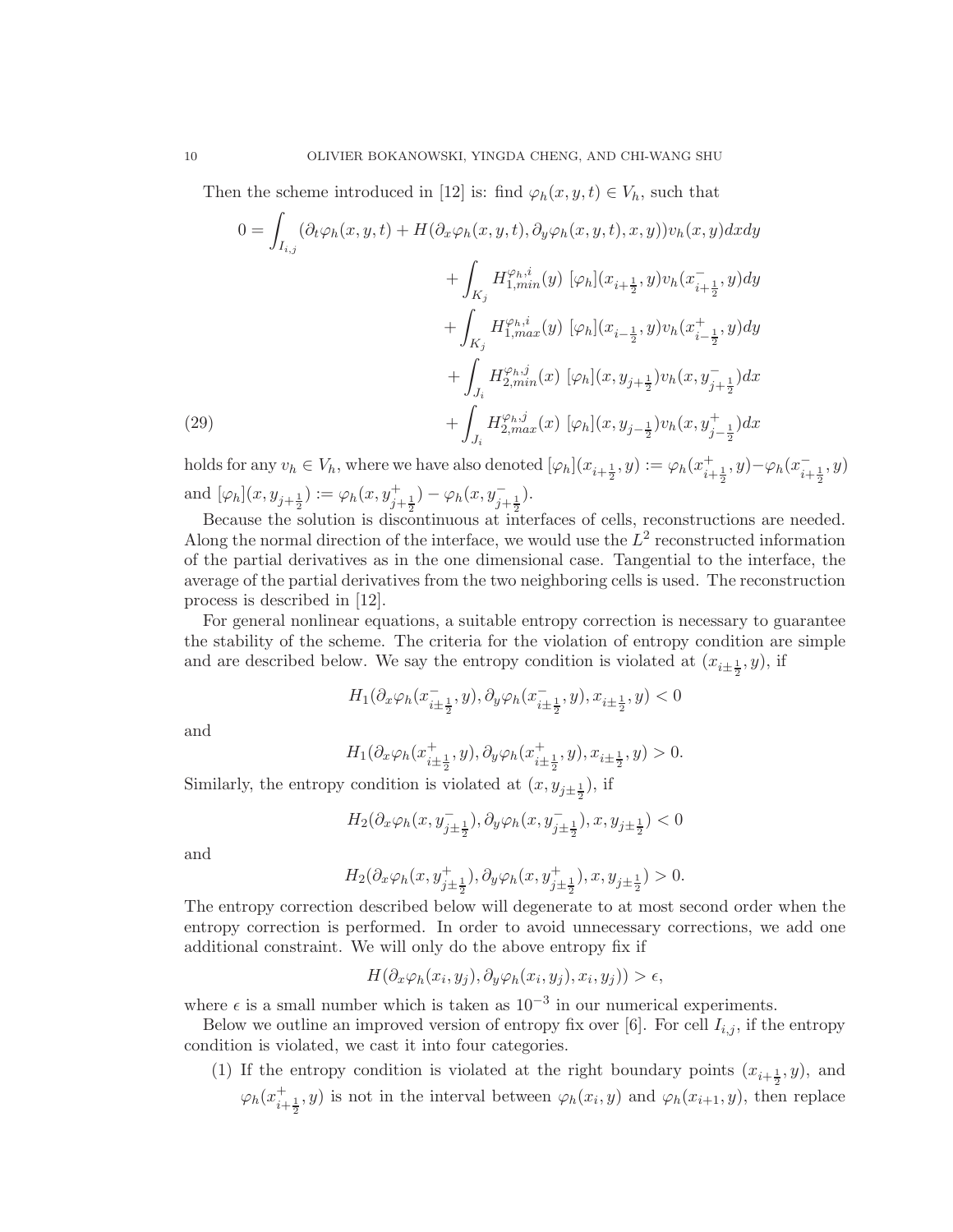Then the scheme introduced in [12] is: find $\varphi_h(x, y, t) \in V_h$, such that

$$
\begin{aligned}
0 = \int_{I_{i,j}} & (\partial_t \varphi_h(x,y,t) + H(\partial_x \varphi_h(x,y,t), \partial_y \varphi_h(x,y,t), x, y)) v_h(x,y) dx dy \\
& + \int_{K_j} H_{1,min}^{\varphi_h, i}(y) \ [\varphi_h](x_{i+\frac{1}{2}}, y) v_h(x^-_{i+\frac{1}{2}}, y) dy \\
& + \int_{K_j} H_{1,max}^{\varphi_h, i}(y) \ [\varphi_h](x_{i-\frac{1}{2}}, y) v_h(x^+_{i-\frac{1}{2}}, y) dy \\
& + \int_{J_i} H_{2,min}^{\varphi_h, j}(x) \ [\varphi_h](x, y_{j+\frac{1}{2}}) v_h(x, y^-_{j+\frac{1}{2}}) dx \\
& + \int_{J_i} H_{2,max}^{\varphi_h, j}(x) \ [\varphi_h](x, y_{j-\frac{1}{2}}) v_h(x, y^+_{j-\frac{1}{2}}) dx
\end{aligned} \tag{29}
$$

holds for any $v_h \in V_h$, where we have also denoted $[\varphi_h](x_{i+\frac{1}{2}}, y) := \varphi_h(x^+_{i+\frac{1}{2}}, y) - \varphi_h(x^-_{i+\frac{1}{2}}, y)$ and $[\varphi_h](x, y_{j+\frac{1}{2}}) := \varphi_h(x, y^+_{j+\frac{1}{2}}) - \varphi_h(x, y^-_{j+\frac{1}{2}})$.

Because the solution is discontinuous at interfaces of cells, reconstructions are needed. Along the normal direction of the interface, we would use the $L^2$ reconstructed information of the partial derivatives as in the one dimensional case. Tangential to the interface, the average of the partial derivatives from the two neighboring cells is used. The reconstruction process is described in [12].

For general nonlinear equations, a suitable entropy correction is necessary to guarantee the stability of the scheme. The criteria for the violation of entropy condition are simple and are described below. We say the entropy condition is violated at $(x_{i\pm\frac{1}{2}}, y)$, if

$$H_1(\partial_x \varphi_h(x^-_{i\pm\frac{1}{2}}, y), \partial_y \varphi_h(x^-_{i\pm\frac{1}{2}}, y), x_{i\pm\frac{1}{2}}, y) < 0$$

and

$$H_1(\partial_x \varphi_h(x^+_{i\pm\frac{1}{2}}, y), \partial_y \varphi_h(x^+_{i\pm\frac{1}{2}}, y), x_{i\pm\frac{1}{2}}, y) > 0.$$

Similarly, the entropy condition is violated at $(x, y_{j\pm\frac{1}{2}})$, if

$$H_2(\partial_x \varphi_h(x, y^-_{j\pm\frac{1}{2}}), \partial_y \varphi_h(x, y^-_{j\pm\frac{1}{2}}), x, y_{j\pm\frac{1}{2}}) < 0$$

and

$$H_2(\partial_x \varphi_h(x, y^+_{j\pm\frac{1}{2}}), \partial_y \varphi_h(x, y^+_{j\pm\frac{1}{2}}), x, y_{j\pm\frac{1}{2}}) > 0.$$

The entropy correction described below will degenerate to at most second order when the entropy correction is performed. In order to avoid unnecessary corrections, we add one additional constraint. We will only do the above entropy fix if

$$H(\partial_x \varphi_h(x_i, y_j), \partial_y \varphi_h(x_i, y_j), x_i, y_j)) > \epsilon,$$

where $\epsilon$ is a small number which is taken as $10^{-3}$ in our numerical experiments.

Below we outline an improved version of entropy fix over [6]. For cell $I_{i,j}$, if the entropy condition is violated, we cast it into four categories.

1. If the entropy condition is violated at the right boundary points $(x_{i+\frac{1}{2}}, y)$, and $\varphi_h(x^+_{i+\frac{1}{2}}, y)$ is not in the interval between $\varphi_h(x_i, y)$ and $\varphi_h(x_{i+1}, y)$, then replace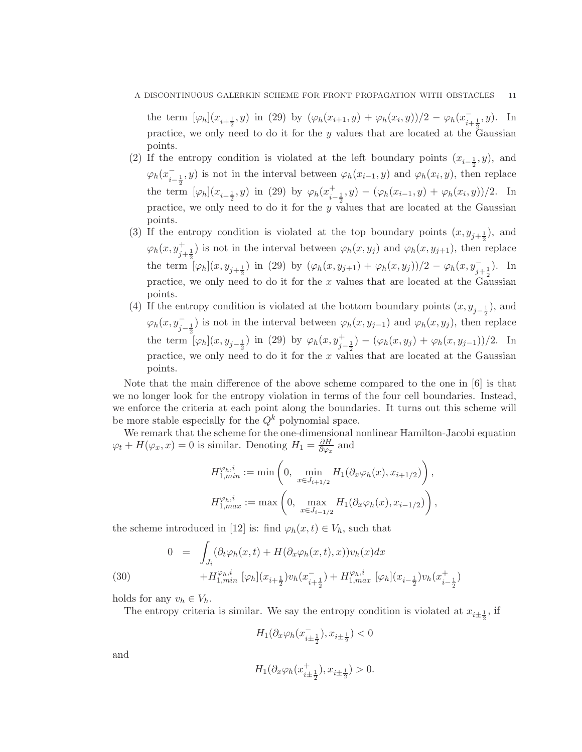the term $[\varphi_h](x_{i+\frac{1}{2}}, y)$ in (29) by $(\varphi_h(x_{i+1}, y) + \varphi_h(x_i, y))/2 - \varphi_h(x^-_{i+\frac{1}{2}}, y)$. In practice, we only need to do it for the $y$ values that are located at the Gaussian points.

(2) If the entropy condition is violated at the left boundary points $(x_{i-\frac{1}{2}}, y)$, and $\varphi_h(x^-_{i-\frac{1}{2}}, y)$ is not in the interval between $\varphi_h(x_{i-1}, y)$ and $\varphi_h(x_i, y)$, then replace the term $[\varphi_h](x_{i-\frac{1}{2}}, y)$ in (29) by $\varphi_h(x^+_{i-\frac{1}{2}}, y) - (\varphi_h(x_{i-1}, y) + \varphi_h(x_i, y))/2$. In practice, we only need to do it for the $y$ values that are located at the Gaussian points.

(3) If the entropy condition is violated at the top boundary points $(x, y_{j+\frac{1}{2}})$, and $\varphi_h(x, y^+_{j+\frac{1}{2}})$ is not in the interval between $\varphi_h(x, y_j)$ and $\varphi_h(x, y_{j+1})$, then replace the term $[\varphi_h](x, y_{j+\frac{1}{2}})$ in (29) by $(\varphi_h(x, y_{j+1}) + \varphi_h(x, y_j))/2 - \varphi_h(x, y^-_{j+\frac{1}{2}})$. In practice, we only need to do it for the $x$ values that are located at the Gaussian points.

(4) If the entropy condition is violated at the bottom boundary points $(x, y_{j-\frac{1}{2}})$, and $\varphi_h(x, y^-_{j-\frac{1}{2}})$ is not in the interval between $\varphi_h(x, y_{j-1})$ and $\varphi_h(x, y_j)$, then replace the term $[\varphi_h](x, y_{j-\frac{1}{2}})$ in (29) by $\varphi_h(x, y^+_{j-\frac{1}{2}}) - (\varphi_h(x, y_j) + \varphi_h(x, y_{j-1}))/2$. In practice, we only need to do it for the $x$ values that are located at the Gaussian points.

Note that the main difference of the above scheme compared to the one in [6] is that we no longer look for the entropy violation in terms of the four cell boundaries. Instead, we enforce the criteria at each point along the boundaries. It turns out this scheme will be more stable especially for the $Q^k$ polynomial space.

We remark that the scheme for the one-dimensional nonlinear Hamilton-Jacobi equation $\varphi_t + H(\varphi_x, x) = 0$ is similar. Denoting $H_1 = \frac{\partial H}{\partial \varphi_x}$ and

$$H^{\varphi_h,i}_{1,min} := \min\left(0, \min_{x \in J_{i+1/2}} H_1(\partial_x \varphi_h(x), x_{i+1/2})\right),$$

$$H^{\varphi_h,i}_{1,max} := \max\left(0, \max_{x \in J_{i-1/2}} H_1(\partial_x \varphi_h(x), x_{i-1/2})\right),$$

the scheme introduced in [12] is: find $\varphi_h(x,t) \in V_h$, such that

$$\begin{aligned} 0 \;&=\; \int_{J_i} (\partial_t \varphi_h(x,t) + H(\partial_x \varphi_h(x,t), x)) v_h(x) dx \\ &\quad + H^{\varphi_h,i}_{1,min}\, [\varphi_h](x_{i+\frac{1}{2}}) v_h(x^-_{i+\frac{1}{2}}) + H^{\varphi_h,i}_{1,max}\, [\varphi_h](x_{i-\frac{1}{2}}) v_h(x^+_{i-\frac{1}{2}}) \end{aligned} \tag{30}$$

holds for any $v_h \in V_h$.

The entropy criteria is similar. We say the entropy condition is violated at $x_{i\pm\frac{1}{2}}$, if

$$H_1(\partial_x \varphi_h(x^-_{i\pm\frac{1}{2}}), x_{i\pm\frac{1}{2}}) < 0$$

and

$$H_1(\partial_x \varphi_h(x^+_{i\pm\frac{1}{2}}), x_{i\pm\frac{1}{2}}) > 0.$$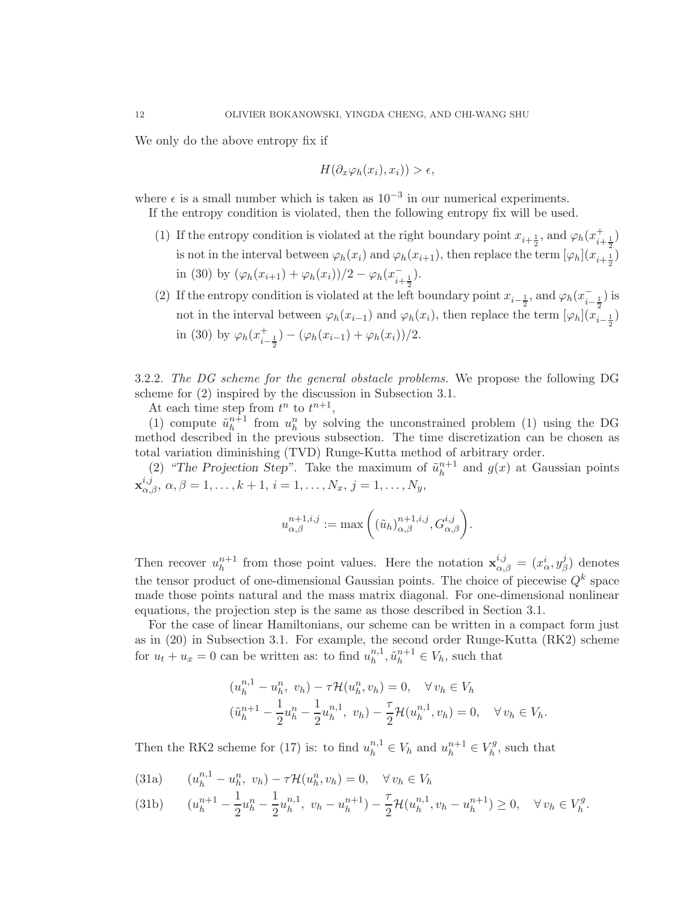We only do the above entropy fix if

$$H(\partial_x \varphi_h(x_i), x_i)) > \epsilon,$$

where $\epsilon$ is a small number which is taken as $10^{-3}$ in our numerical experiments.

If the entropy condition is violated, then the following entropy fix will be used.

(1) If the entropy condition is violated at the right boundary point $x_{i+\frac{1}{2}}$, and $\varphi_h(x^+_{i+\frac{1}{2}})$ is not in the interval between $\varphi_h(x_i)$ and $\varphi_h(x_{i+1})$, then replace the term $[\varphi_h](x_{i+\frac{1}{2}})$ in (30) by $(\varphi_h(x_{i+1}) + \varphi_h(x_i))/2 - \varphi_h(x^-_{i+\frac{1}{2}})$.

(2) If the entropy condition is violated at the left boundary point $x_{i-\frac{1}{2}}$, and $\varphi_h(x^-_{i-\frac{1}{2}})$ is not in the interval between $\varphi_h(x_{i-1})$ and $\varphi_h(x_i)$, then replace the term $[\varphi_h](x_{i-\frac{1}{2}})$ in (30) by $\varphi_h(x^+_{i-\frac{1}{2}}) - (\varphi_h(x_{i-1}) + \varphi_h(x_i))/2$.

3.2.2. *The DG scheme for the general obstacle problems.* We propose the following DG scheme for (2) inspired by the discussion in Subsection 3.1.

At each time step from $t^n$ to $t^{n+1}$,

(1) compute $\tilde{u}_h^{n+1}$ from $u_h^n$ by solving the unconstrained problem (1) using the DG method described in the previous subsection. The time discretization can be chosen as total variation diminishing (TVD) Runge-Kutta method of arbitrary order.

(2) *"The Projection Step"*. Take the maximum of $\tilde{u}_h^{n+1}$ and $g(x)$ at Gaussian points $\mathbf{x}^{i,j}_{\alpha,\beta}$, $\alpha, \beta = 1, \ldots, k+1$, $i = 1, \ldots, N_x$, $j = 1, \ldots, N_y$,

$$u^{n+1,i,j}_{\alpha,\beta} := \max\left( (\tilde{u}_h)^{n+1,i,j}_{\alpha,\beta}, G^{i,j}_{\alpha,\beta} \right).$$

Then recover $u_h^{n+1}$ from those point values. Here the notation $\mathbf{x}^{i,j}_{\alpha,\beta} = (x^i_\alpha, y^j_\beta)$ denotes the tensor product of one-dimensional Gaussian points. The choice of piecewise $Q^k$ space made those points natural and the mass matrix diagonal. For one-dimensional nonlinear equations, the projection step is the same as those described in Section 3.1.

For the case of linear Hamiltonians, our scheme can be written in a compact form just as in (20) in Subsection 3.1. For example, the second order Runge-Kutta (RK2) scheme for $u_t + u_x = 0$ can be written as: to find $u_h^{n,1}, \tilde{u}_h^{n+1} \in V_h$, such that

$$(u_h^{n,1} - u_h^n,\ v_h) - \tau \mathcal{H}(u_h^n, v_h) = 0, \quad \forall\, v_h \in V_h$$
$$(\tilde{u}_h^{n+1} - \frac{1}{2}u_h^n - \frac{1}{2}u_h^{n,1},\ v_h) - \frac{\tau}{2}\mathcal{H}(u_h^{n,1}, v_h) = 0, \quad \forall\, v_h \in V_h.$$

Then the RK2 scheme for (17) is: to find $u_h^{n,1} \in V_h$ and $u_h^{n+1} \in V_h^g$, such that

$$(u_h^{n,1} - u_h^n,\ v_h) - \tau \mathcal{H}(u_h^n, v_h) = 0, \quad \forall\, v_h \in V_h \tag{31a}$$

$$(u_h^{n+1} - \frac{1}{2}u_h^n - \frac{1}{2}u_h^{n,1},\ v_h - u_h^{n+1}) - \frac{\tau}{2}\mathcal{H}(u_h^{n,1}, v_h - u_h^{n+1}) \geq 0, \quad \forall\, v_h \in V_h^g. \tag{31b}$$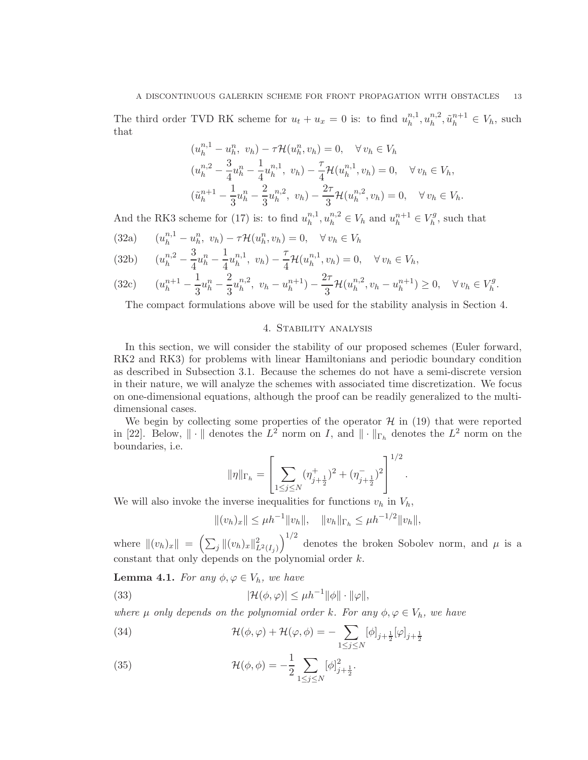The third order TVD RK scheme for $u_t + u_x = 0$ is: to find $u_h^{n,1}, u_h^{n,2}, \tilde{u}_h^{n+1} \in V_h$, such that

$$
\begin{aligned}
&(u_h^{n,1} - u_h^n,\ v_h) - \tau \mathcal{H}(u_h^n, v_h) = 0, \quad \forall\, v_h \in V_h \\
&(u_h^{n,2} - \frac{3}{4}u_h^n - \frac{1}{4}u_h^{n,1},\ v_h) - \frac{\tau}{4}\mathcal{H}(u_h^{n,1}, v_h) = 0, \quad \forall\, v_h \in V_h, \\
&(\tilde{u}_h^{n+1} - \frac{1}{3}u_h^n - \frac{2}{3}u_h^{n,2},\ v_h) - \frac{2\tau}{3}\mathcal{H}(u_h^{n,2}, v_h) = 0, \quad \forall\, v_h \in V_h.
\end{aligned}
$$

And the RK3 scheme for (17) is: to find $u_h^{n,1}, u_h^{n,2} \in V_h$ and $u_h^{n+1} \in V_h^g$, such that

$$
(u_h^{n,1} - u_h^n,\ v_h) - \tau \mathcal{H}(u_h^n, v_h) = 0, \quad \forall\, v_h \in V_h \tag{32a}
$$

$$
(u_h^{n,2} - \frac{3}{4}u_h^n - \frac{1}{4}u_h^{n,1},\ v_h) - \frac{\tau}{4}\mathcal{H}(u_h^{n,1}, v_h) = 0, \quad \forall\, v_h \in V_h, \tag{32b}
$$

$$
(u_h^{n+1} - \frac{1}{3}u_h^n - \frac{2}{3}u_h^{n,2},\ v_h - u_h^{n+1}) - \frac{2\tau}{3}\mathcal{H}(u_h^{n,2}, v_h - u_h^{n+1}) \geq 0, \quad \forall\, v_h \in V_h^g. \tag{32c}
$$

The compact formulations above will be used for the stability analysis in Section 4.

## 4. Stability analysis

In this section, we will consider the stability of our proposed schemes (Euler forward, RK2 and RK3) for problems with linear Hamiltonians and periodic boundary condition as described in Subsection 3.1. Because the schemes do not have a semi-discrete version in their nature, we will analyze the schemes with associated time discretization. We focus on one-dimensional equations, although the proof can be readily generalized to the multi-dimensional cases.

We begin by collecting some properties of the operator $\mathcal{H}$ in (19) that were reported in [22]. Below, $\|\cdot\|$ denotes the $L^2$ norm on $I$, and $\|\cdot\|_{\Gamma_h}$ denotes the $L^2$ norm on the boundaries, i.e.

$$
\|\eta\|_{\Gamma_h} = \left[ \sum_{1 \leq j \leq N} (\eta_{j+\frac{1}{2}}^+)^2 + (\eta_{j+\frac{1}{2}}^-)^2 \right]^{1/2}.
$$

We will also invoke the inverse inequalities for functions $v_h$ in $V_h$,

$$
\|(v_h)_x\| \leq \mu h^{-1}\|v_h\|, \quad \|v_h\|_{\Gamma_h} \leq \mu h^{-1/2}\|v_h\|,
$$

where $\|(v_h)_x\| = \left(\sum_j \|(v_h)_x\|_{L^2(I_j)}^2\right)^{1/2}$ denotes the broken Sobolev norm, and $\mu$ is a constant that only depends on the polynomial order $k$.

**Lemma 4.1.** *For any $\phi, \varphi \in V_h$, we have*

$$
|\mathcal{H}(\phi, \varphi)| \leq \mu h^{-1}\|\phi\| \cdot \|\varphi\|, \tag{33}
$$

*where $\mu$ only depends on the polynomial order $k$. For any $\phi, \varphi \in V_h$, we have*

$$
\mathcal{H}(\phi, \varphi) + \mathcal{H}(\varphi, \phi) = -\sum_{1 \leq j \leq N} [\phi]_{j+\frac{1}{2}}[\varphi]_{j+\frac{1}{2}} \tag{34}
$$

$$
\mathcal{H}(\phi, \phi) = -\frac{1}{2}\sum_{1 \leq j \leq N} [\phi]_{j+\frac{1}{2}}^2. \tag{35}
$$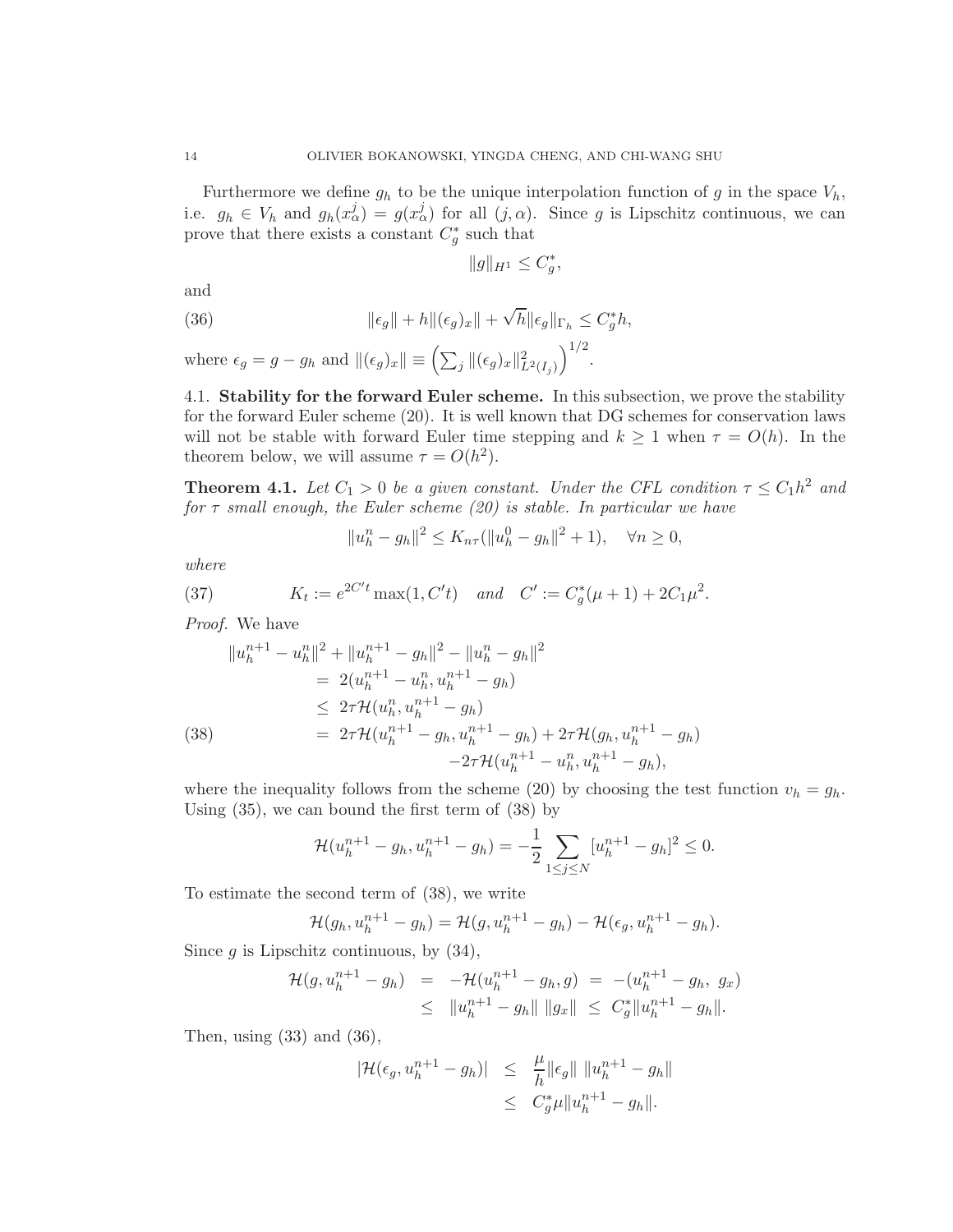Furthermore we define $g_h$ to be the unique interpolation function of $g$ in the space $V_h$, i.e. $g_h \in V_h$ and $g_h(x^j_\alpha) = g(x^j_\alpha)$ for all $(j, \alpha)$. Since $g$ is Lipschitz continuous, we can prove that there exists a constant $C^*_g$ such that

$$\|g\|_{H^1} \leq C^*_g,$$

and

$$\|\epsilon_g\| + h\|(\epsilon_g)_x\| + \sqrt{h}\|\epsilon_g\|_{\Gamma_h} \leq C^*_g h, \tag{36}$$

where $\epsilon_g = g - g_h$ and $\|(\epsilon_g)_x\| \equiv \left(\sum_j \|(\epsilon_g)_x\|^2_{L^2(I_j)}\right)^{1/2}$.

## 4.1. Stability for the forward Euler scheme.

In this subsection, we prove the stability for the forward Euler scheme (20). It is well known that DG schemes for conservation laws will not be stable with forward Euler time stepping and $k \geq 1$ when $\tau = O(h)$. In the theorem below, we will assume $\tau = O(h^2)$.

**Theorem 4.1.** *Let $C_1 > 0$ be a given constant. Under the CFL condition $\tau \leq C_1 h^2$ and for $\tau$ small enough, the Euler scheme (20) is stable. In particular we have*

$$\|u^n_h - g_h\|^2 \leq K_{n\tau}(\|u^0_h - g_h\|^2 + 1), \quad \forall n \geq 0,$$

*where*

$$K_t := e^{2C't} \max(1, C't) \quad \text{and} \quad C' := C^*_g(\mu + 1) + 2C_1\mu^2. \tag{37}$$

*Proof.* We have

$$\begin{aligned}
\|u^{n+1}_h - u^n_h\|^2 + \|u^{n+1}_h - g_h\|^2 - \|u^n_h - g_h\|^2 &= 2(u^{n+1}_h - u^n_h, u^{n+1}_h - g_h) \\
&\leq 2\tau\mathcal{H}(u^n_h, u^{n+1}_h - g_h) \\
&= 2\tau\mathcal{H}(u^{n+1}_h - g_h, u^{n+1}_h - g_h) + 2\tau\mathcal{H}(g_h, u^{n+1}_h - g_h) \\
&\quad -2\tau\mathcal{H}(u^{n+1}_h - u^n_h, u^{n+1}_h - g_h),
\end{aligned} \tag{38}$$

where the inequality follows from the scheme (20) by choosing the test function $v_h = g_h$. Using (35), we can bound the first term of (38) by

$$\mathcal{H}(u^{n+1}_h - g_h, u^{n+1}_h - g_h) = -\frac{1}{2}\sum_{1 \leq j \leq N} [u^{n+1}_h - g_h]^2 \leq 0.$$

To estimate the second term of (38), we write

$$\mathcal{H}(g_h, u^{n+1}_h - g_h) = \mathcal{H}(g, u^{n+1}_h - g_h) - \mathcal{H}(\epsilon_g, u^{n+1}_h - g_h).$$

Since $g$ is Lipschitz continuous, by (34),

$$\begin{aligned}
\mathcal{H}(g, u^{n+1}_h - g_h) &= -\mathcal{H}(u^{n+1}_h - g_h, g) = -(u^{n+1}_h - g_h,\ g_x) \\
&\leq \|u^{n+1}_h - g_h\|\ \|g_x\| \leq C^*_g\|u^{n+1}_h - g_h\|.
\end{aligned}$$

Then, using (33) and (36),

$$\begin{aligned}
|\mathcal{H}(\epsilon_g, u^{n+1}_h - g_h)| &\leq \frac{\mu}{h}\|\epsilon_g\|\ \|u^{n+1}_h - g_h\| \\
&\leq C^*_g\mu\|u^{n+1}_h - g_h\|.
\end{aligned}$$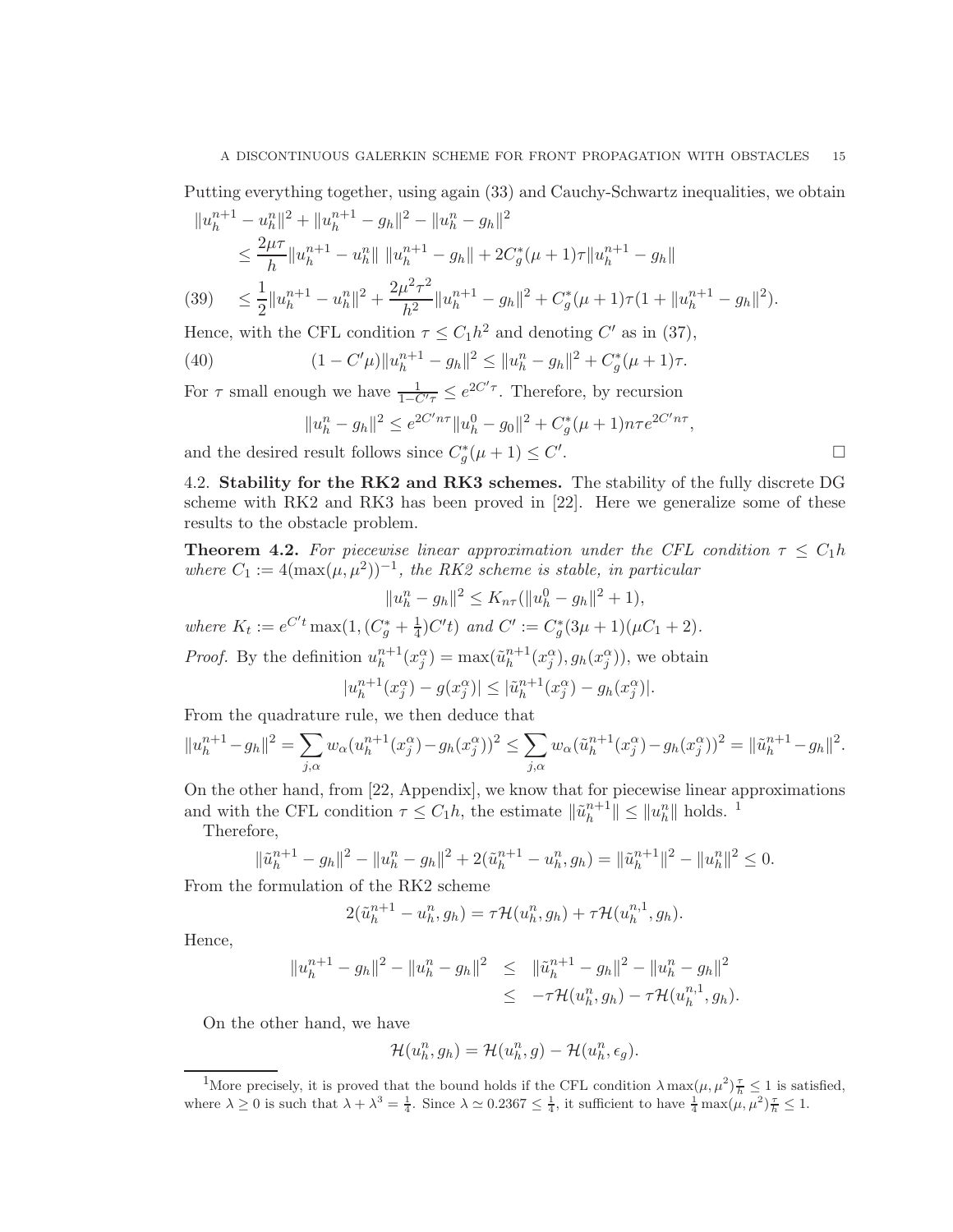Putting everything together, using again (33) and Cauchy-Schwartz inequalities, we obtain

$$
\begin{aligned}
&\|u_h^{n+1} - u_h^n\|^2 + \|u_h^{n+1} - g_h\|^2 - \|u_h^n - g_h\|^2 \\
&\quad \le \frac{2\mu\tau}{h}\|u_h^{n+1} - u_h^n\| \, \|u_h^{n+1} - g_h\| + 2C_g^*(\mu+1)\tau\|u_h^{n+1} - g_h\| \\
&\quad \le \frac{1}{2}\|u_h^{n+1} - u_h^n\|^2 + \frac{2\mu^2\tau^2}{h^2}\|u_h^{n+1} - g_h\|^2 + C_g^*(\mu+1)\tau(1 + \|u_h^{n+1} - g_h\|^2). \qquad (39)
\end{aligned}
$$

Hence, with the CFL condition $\tau \le C_1 h^2$ and denoting $C'$ as in (37),

$$
(1 - C'\mu)\|u_h^{n+1} - g_h\|^2 \le \|u_h^n - g_h\|^2 + C_g^*(\mu+1)\tau. \qquad (40)
$$

For $\tau$ small enough we have $\frac{1}{1-C'\tau} \le e^{2C'\tau}$. Therefore, by recursion

$$
\|u_h^n - g_h\|^2 \le e^{2C'n\tau}\|u_h^0 - g_0\|^2 + C_g^*(\mu+1)n\tau e^{2C'n\tau},
$$

and the desired result follows since $C_g^*(\mu+1) \le C'$. $\square$

4.2. **Stability for the RK2 and RK3 schemes.** The stability of the fully discrete DG scheme with RK2 and RK3 has been proved in [22]. Here we generalize some of these results to the obstacle problem.

**Theorem 4.2.** *For piecewise linear approximation under the CFL condition $\tau \le C_1 h$ where $C_1 := 4(\max(\mu,\mu^2))^{-1}$, the RK2 scheme is stable, in particular*

$$
\|u_h^n - g_h\|^2 \le K_{n\tau}(\|u_h^0 - g_h\|^2 + 1),
$$

*where $K_t := e^{C't}\max(1, (C_g^* + \frac{1}{4})C't)$ and $C' := C_g^*(3\mu+1)(\mu C_1 + 2)$.*

*Proof.* By the definition $u_h^{n+1}(x_j^\alpha) = \max(\tilde{u}_h^{n+1}(x_j^\alpha), g_h(x_j^\alpha))$, we obtain

$$
|u_h^{n+1}(x_j^\alpha) - g(x_j^\alpha)| \le |\tilde{u}_h^{n+1}(x_j^\alpha) - g_h(x_j^\alpha)|.
$$

From the quadrature rule, we then deduce that

$$
\|u_h^{n+1} - g_h\|^2 = \sum_{j,\alpha} w_\alpha (u_h^{n+1}(x_j^\alpha) - g_h(x_j^\alpha))^2 \le \sum_{j,\alpha} w_\alpha (\tilde{u}_h^{n+1}(x_j^\alpha) - g_h(x_j^\alpha))^2 = \|\tilde{u}_h^{n+1} - g_h\|^2.
$$

On the other hand, from [22, Appendix], we know that for piecewise linear approximations and with the CFL condition $\tau \le C_1 h$, the estimate $\|\tilde{u}_h^{n+1}\| \le \|u_h^n\|$ holds. [1]

Therefore,

$$
\|\tilde{u}_h^{n+1} - g_h\|^2 - \|u_h^n - g_h\|^2 + 2(\tilde{u}_h^{n+1} - u_h^n, g_h) = \|\tilde{u}_h^{n+1}\|^2 - \|u_h^n\|^2 \le 0.
$$

From the formulation of the RK2 scheme

$$
2(\tilde{u}_h^{n+1} - u_h^n, g_h) = \tau\mathcal{H}(u_h^n, g_h) + \tau\mathcal{H}(u_h^{n,1}, g_h).
$$

Hence,

$$
\begin{aligned}
\|u_h^{n+1} - g_h\|^2 - \|u_h^n - g_h\|^2 &\le \|\tilde{u}_h^{n+1} - g_h\|^2 - \|u_h^n - g_h\|^2 \\
&\le -\tau\mathcal{H}(u_h^n, g_h) - \tau\mathcal{H}(u_h^{n,1}, g_h).
\end{aligned}
$$

On the other hand, we have

$$
\mathcal{H}(u_h^n, g_h) = \mathcal{H}(u_h^n, g) - \mathcal{H}(u_h^n, \epsilon_g).
$$

---

[1] More precisely, it is proved that the bound holds if the CFL condition $\lambda\max(\mu,\mu^2)\frac{\tau}{h} \le 1$ is satisfied, where $\lambda \ge 0$ is such that $\lambda + \lambda^3 = \frac{1}{4}$. Since $\lambda \simeq 0.2367 \le \frac{1}{4}$, it sufficient to have $\frac{1}{4}\max(\mu,\mu^2)\frac{\tau}{h} \le 1$.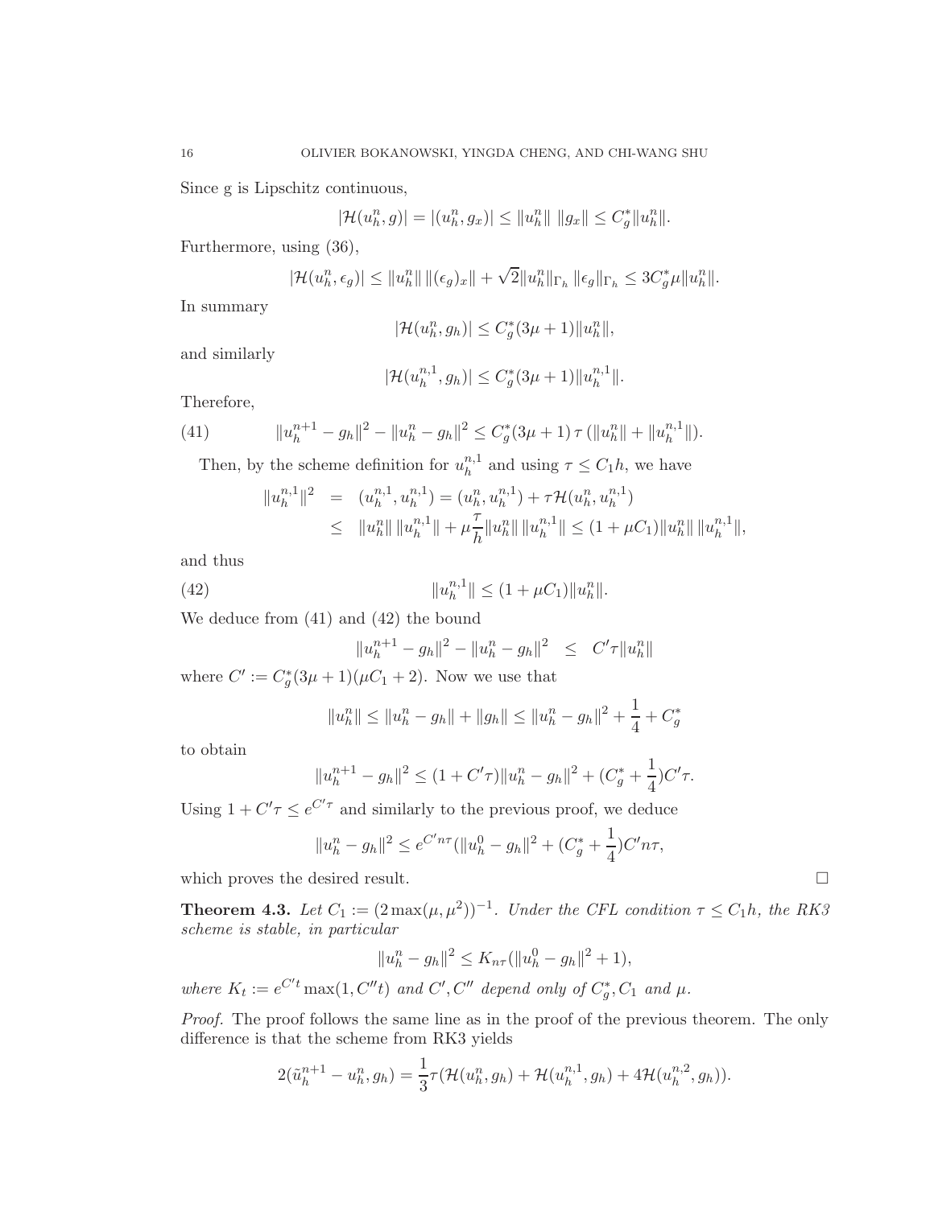Since g is Lipschitz continuous,

$$|\mathcal{H}(u_h^n, g)| = |(u_h^n, g_x)| \leq \|u_h^n\| \, \|g_x\| \leq C_g^* \|u_h^n\|.$$

Furthermore, using (36),

$$|\mathcal{H}(u_h^n, \epsilon_g)| \leq \|u_h^n\| \, \|(\epsilon_g)_x\| + \sqrt{2}\|u_h^n\|_{\Gamma_h} \, \|\epsilon_g\|_{\Gamma_h} \leq 3C_g^* \mu \|u_h^n\|.$$

In summary

$$|\mathcal{H}(u_h^n, g_h)| \leq C_g^*(3\mu + 1)\|u_h^n\|,$$

and similarly

$$|\mathcal{H}(u_h^{n,1}, g_h)| \leq C_g^*(3\mu + 1)\|u_h^{n,1}\|.$$

Therefore,

$$\|u_h^{n+1} - g_h\|^2 - \|u_h^n - g_h\|^2 \leq C_g^*(3\mu + 1)\,\tau\,(\|u_h^n\| + \|u_h^{n,1}\|). \tag{41}$$

Then, by the scheme definition for $u_h^{n,1}$ and using $\tau \leq C_1 h$, we have

$$\begin{aligned}
\|u_h^{n,1}\|^2 &= (u_h^{n,1}, u_h^{n,1}) = (u_h^n, u_h^{n,1}) + \tau \mathcal{H}(u_h^n, u_h^{n,1}) \\
&\leq \|u_h^n\| \, \|u_h^{n,1}\| + \mu \frac{\tau}{h} \|u_h^n\| \, \|u_h^{n,1}\| \leq (1 + \mu C_1)\|u_h^n\| \, \|u_h^{n,1}\|,
\end{aligned}$$

and thus

$$\|u_h^{n,1}\| \leq (1 + \mu C_1)\|u_h^n\|. \tag{42}$$

We deduce from (41) and (42) the bound

$$\|u_h^{n+1} - g_h\|^2 - \|u_h^n - g_h\|^2 \leq C'\tau \|u_h^n\|$$

where $C' := C_g^*(3\mu + 1)(\mu C_1 + 2)$. Now we use that

$$\|u_h^n\| \leq \|u_h^n - g_h\| + \|g_h\| \leq \|u_h^n - g_h\|^2 + \frac{1}{4} + C_g^*$$

to obtain

$$\|u_h^{n+1} - g_h\|^2 \leq (1 + C'\tau)\|u_h^n - g_h\|^2 + (C_g^* + \frac{1}{4})C'\tau.$$

Using $1 + C'\tau \leq e^{C'\tau}$ and similarly to the previous proof, we deduce

$$\|u_h^n - g_h\|^2 \leq e^{C'n\tau}(\|u_h^0 - g_h\|^2 + (C_g^* + \frac{1}{4})C'n\tau,$$

which proves the desired result. □

**Theorem 4.3.** *Let $C_1 := (2\max(\mu, \mu^2))^{-1}$. Under the CFL condition $\tau \leq C_1 h$, the RK3 scheme is stable, in particular*

$$\|u_h^n - g_h\|^2 \leq K_{n\tau}(\|u_h^0 - g_h\|^2 + 1),$$

*where $K_t := e^{C't}\max(1, C''t)$ and $C', C''$ depend only of $C_g^*, C_1$ and $\mu$.*

*Proof.* The proof follows the same line as in the proof of the previous theorem. The only difference is that the scheme from RK3 yields

$$2(\tilde{u}_h^{n+1} - u_h^n, g_h) = \frac{1}{3}\tau(\mathcal{H}(u_h^n, g_h) + \mathcal{H}(u_h^{n,1}, g_h) + 4\mathcal{H}(u_h^{n,2}, g_h)).$$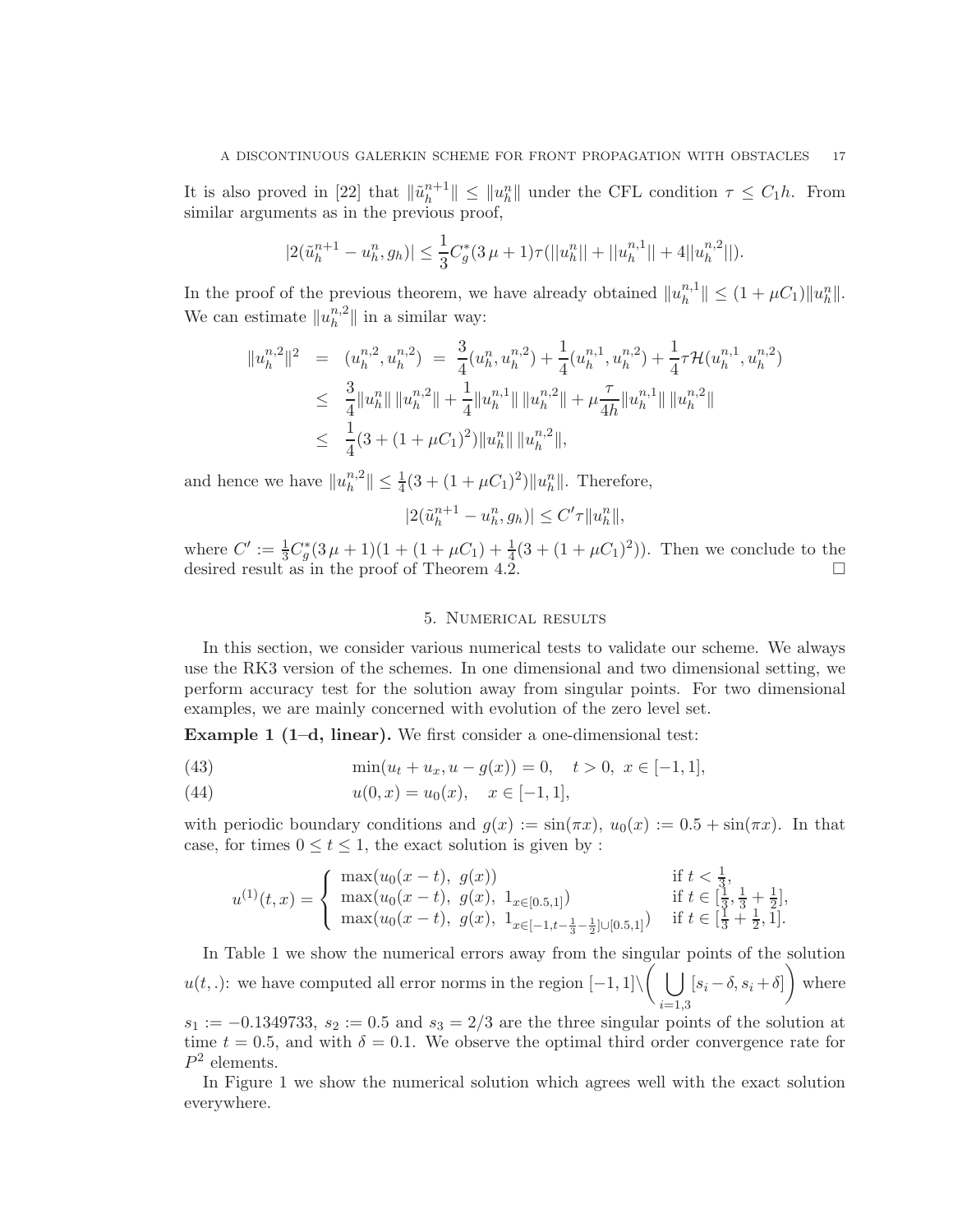It is also proved in [22] that $\|\tilde{u}_h^{n+1}\| \le \|u_h^n\|$ under the CFL condition $\tau \le C_1 h$. From similar arguments as in the previous proof,

$$|2(\tilde{u}_h^{n+1} - u_h^n, g_h)| \le \frac{1}{3} C_g^*(3\,\mu + 1)\tau(||u_h^n|| + ||u_h^{n,1}|| + 4||u_h^{n,2}||).$$

In the proof of the previous theorem, we have already obtained $\|u_h^{n,1}\| \le (1+\mu C_1)\|u_h^n\|$. We can estimate $\|u_h^{n,2}\|$ in a similar way:

$$\begin{aligned}
\|u_h^{n,2}\|^2 &= (u_h^{n,2}, u_h^{n,2}) \;=\; \frac{3}{4}(u_h^n, u_h^{n,2}) + \frac{1}{4}(u_h^{n,1}, u_h^{n,2}) + \frac{1}{4}\tau\mathcal{H}(u_h^{n,1}, u_h^{n,2}) \\
&\le \frac{3}{4}\|u_h^n\|\,\|u_h^{n,2}\| + \frac{1}{4}\|u_h^{n,1}\|\,\|u_h^{n,2}\| + \mu\frac{\tau}{4h}\|u_h^{n,1}\|\,\|u_h^{n,2}\| \\
&\le \frac{1}{4}(3 + (1+\mu C_1)^2)\|u_h^n\|\,\|u_h^{n,2}\|,
\end{aligned}$$

and hence we have $\|u_h^{n,2}\| \le \frac{1}{4}(3 + (1+\mu C_1)^2)\|u_h^n\|$. Therefore,

$$|2(\tilde{u}_h^{n+1} - u_h^n, g_h)| \le C'\tau\|u_h^n\|,$$

where $C' := \frac{1}{3}C_g^*(3\,\mu+1)(1 + (1+\mu C_1) + \frac{1}{4}(3 + (1+\mu C_1)^2))$. Then we conclude to the desired result as in the proof of Theorem 4.2. $\square$

## 5. Numerical results

In this section, we consider various numerical tests to validate our scheme. We always use the RK3 version of the schemes. In one dimensional and two dimensional setting, we perform accuracy test for the solution away from singular points. For two dimensional examples, we are mainly concerned with evolution of the zero level set.

**Example 1 (1–d, linear).** We first consider a one-dimensional test:

$$\min(u_t + u_x, u - g(x)) = 0, \quad t > 0,\ x \in [-1, 1], \tag{43}$$

$$u(0, x) = u_0(x), \quad x \in [-1, 1], \tag{44}$$

with periodic boundary conditions and $g(x) := \sin(\pi x)$, $u_0(x) := 0.5 + \sin(\pi x)$. In that case, for times $0 \le t \le 1$, the exact solution is given by :

$$u^{(1)}(t, x) = \begin{cases} \max(u_0(x-t),\ g(x)) & \text{if } t < \frac{1}{3}, \\ \max(u_0(x-t),\ g(x),\ 1_{x\in[0.5,1]}) & \text{if } t \in [\frac{1}{3}, \frac{1}{3}+\frac{1}{2}], \\ \max(u_0(x-t),\ g(x),\ 1_{x\in[-1,t-\frac{1}{3}-\frac{1}{2}]\cup[0.5,1]}) & \text{if } t \in [\frac{1}{3}+\frac{1}{2}, 1]. \end{cases}$$

In Table 1 we show the numerical errors away from the singular points of the solution $u(t,.)$: we have computed all error norms in the region $[-1,1]\backslash\left(\bigcup_{i=1,3}[s_i-\delta, s_i+\delta]\right)$ where $s_1 := -0.1349733$, $s_2 := 0.5$ and $s_3 = 2/3$ are the three singular points of the solution at time $t = 0.5$, and with $\delta = 0.1$. We observe the optimal third order convergence rate for $P^2$ elements.

In Figure 1 we show the numerical solution which agrees well with the exact solution everywhere.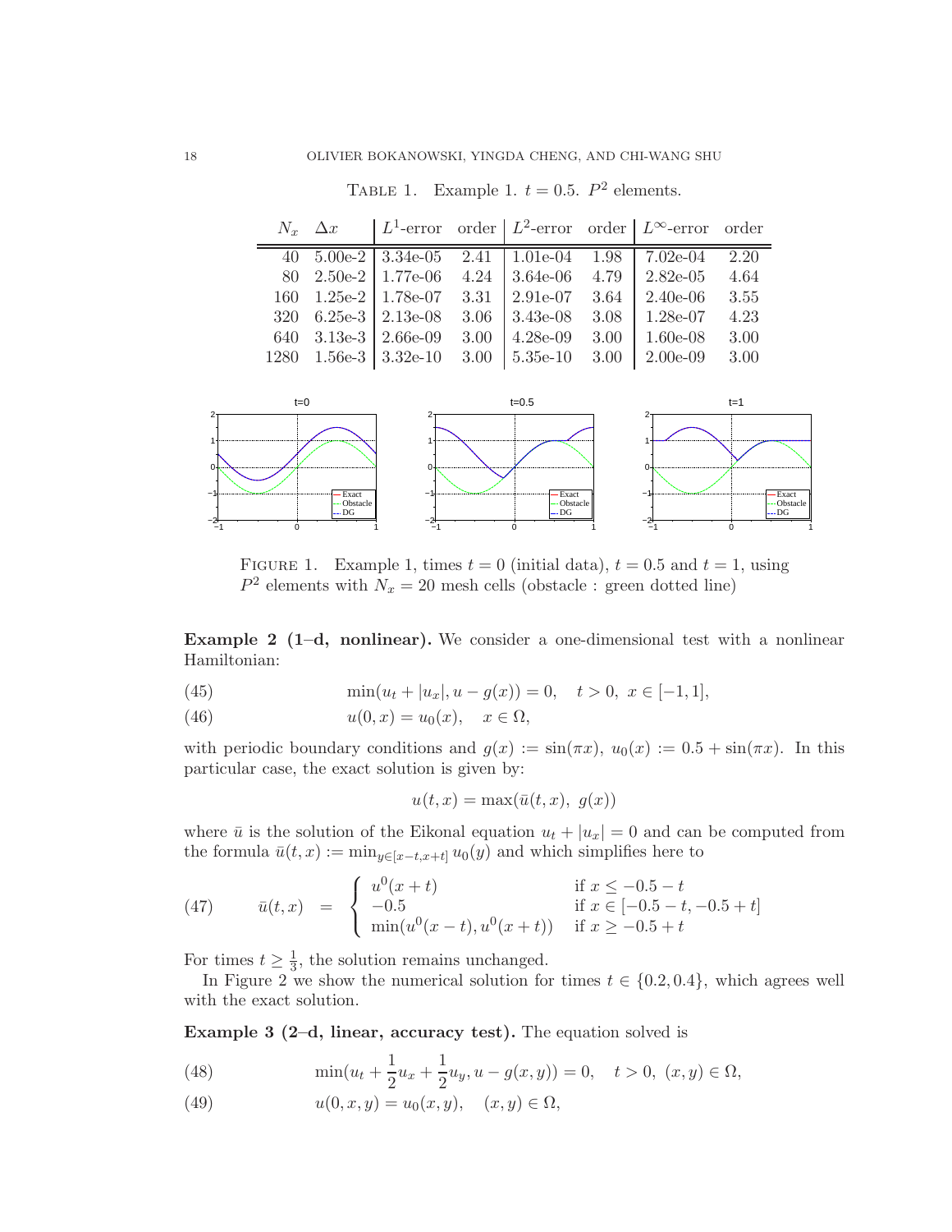TABLE 1. Example 1. $t = 0.5$. $P^2$ elements.

| $N_x$ | $\Delta x$ | $L^1$-error | order | $L^2$-error | order | $L^\infty$-error | order |
|---|---|---|---|---|---|---|---|
| 40 | 5.00e-2 | 3.34e-05 | 2.41 | 1.01e-04 | 1.98 | 7.02e-04 | 2.20 |
| 80 | 2.50e-2 | 1.77e-06 | 4.24 | 3.64e-06 | 4.79 | 2.82e-05 | 4.64 |
| 160 | 1.25e-2 | 1.78e-07 | 3.31 | 2.91e-07 | 3.64 | 2.40e-06 | 3.55 |
| 320 | 6.25e-3 | 2.13e-08 | 3.06 | 3.43e-08 | 3.08 | 1.28e-07 | 4.23 |
| 640 | 3.13e-3 | 2.66e-09 | 3.00 | 4.28e-09 | 3.00 | 1.60e-08 | 3.00 |
| 1280 | 1.56e-3 | 3.32e-10 | 3.00 | 5.35e-10 | 3.00 | 2.00e-09 | 3.00 |

FIGURE 1. Example 1, times $t = 0$ (initial data), $t = 0.5$ and $t = 1$, using $P^2$ elements with $N_x = 20$ mesh cells (obstacle : green dotted line)

**Example 2 (1–d, nonlinear).** We consider a one-dimensional test with a nonlinear Hamiltonian:

$$\min(u_t + |u_x|, u - g(x)) = 0, \quad t > 0, \ x \in [-1, 1], \tag{45}$$

$$u(0, x) = u_0(x), \quad x \in \Omega, \tag{46}$$

with periodic boundary conditions and $g(x) := \sin(\pi x)$, $u_0(x) := 0.5 + \sin(\pi x)$. In this particular case, the exact solution is given by:

$$u(t, x) = \max(\bar{u}(t, x), \ g(x))$$

where $\bar{u}$ is the solution of the Eikonal equation $u_t + |u_x| = 0$ and can be computed from the formula $\bar{u}(t, x) := \min_{y \in [x-t, x+t]} u_0(y)$ and which simplifies here to

$$\bar{u}(t, x) \ = \ \begin{cases} u^0(x + t) & \text{if } x \le -0.5 - t \\ -0.5 & \text{if } x \in [-0.5 - t, -0.5 + t] \\ \min(u^0(x - t), u^0(x + t)) & \text{if } x \ge -0.5 + t \end{cases} \tag{47}$$

For times $t \ge \frac{1}{3}$, the solution remains unchanged.

In Figure 2 we show the numerical solution for times $t \in \{0.2, 0.4\}$, which agrees well with the exact solution.

**Example 3 (2–d, linear, accuracy test).** The equation solved is

$$\min(u_t + \frac{1}{2} u_x + \frac{1}{2} u_y, u - g(x, y)) = 0, \quad t > 0, \ (x, y) \in \Omega, \tag{48}$$

$$u(0, x, y) = u_0(x, y), \quad (x, y) \in \Omega, \tag{49}$$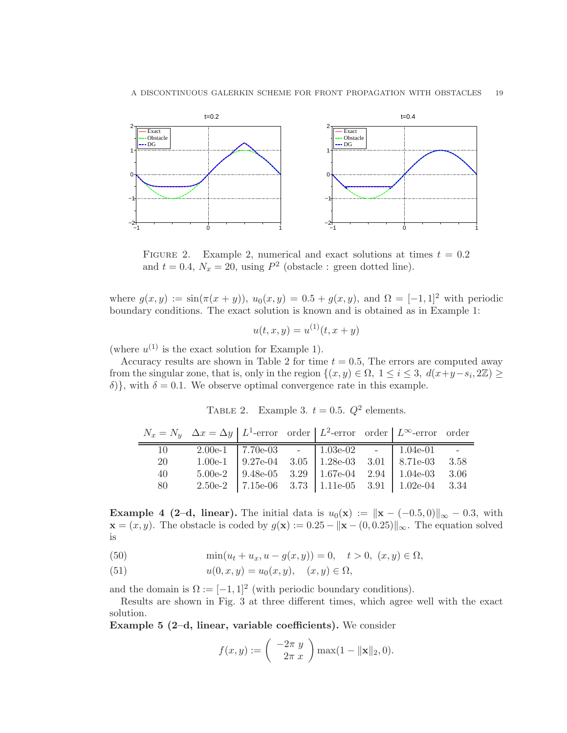FIGURE 2. Example 2, numerical and exact solutions at times $t = 0.2$ and $t = 0.4$, $N_x = 20$, using $P^2$ (obstacle : green dotted line).

where $g(x, y) := \sin(\pi(x + y))$, $u_0(x, y) = 0.5 + g(x, y)$, and $\Omega = [-1, 1]^2$ with periodic boundary conditions. The exact solution is known and is obtained as in Example 1:

$$u(t, x, y) = u^{(1)}(t, x + y)$$

(where $u^{(1)}$ is the exact solution for Example 1).

Accuracy results are shown in Table 2 for time $t = 0.5$, The errors are computed away from the singular zone, that is, only in the region $\{(x, y) \in \Omega,\ 1 \le i \le 3,\ d(x+y-s_i, 2\mathbb{Z}) \ge \delta)\}$, with $\delta = 0.1$. We observe optimal convergence rate in this example.

TABLE 2. Example 3. $t = 0.5$. $Q^2$ elements.

| $N_x = N_y$ | $\Delta x = \Delta y$ | $L^1$-error | order | $L^2$-error | order | $L^\infty$-error | order |
|---|---|---|---|---|---|---|---|
| 10 | 2.00e-1 | 7.70e-03 | - | 1.03e-02 | - | 1.04e-01 | - |
| 20 | 1.00e-1 | 9.27e-04 | 3.05 | 1.28e-03 | 3.01 | 8.71e-03 | 3.58 |
| 40 | 5.00e-2 | 9.48e-05 | 3.29 | 1.67e-04 | 2.94 | 1.04e-03 | 3.06 |
| 80 | 2.50e-2 | 7.15e-06 | 3.73 | 1.11e-05 | 3.91 | 1.02e-04 | 3.34 |

**Example 4 (2–d, linear).** The initial data is $u_0(\mathbf{x}) := \|\mathbf{x} - (-0.5, 0)\|_\infty - 0.3$, with $\mathbf{x} = (x, y)$. The obstacle is coded by $g(\mathbf{x}) := 0.25 - \|\mathbf{x} - (0, 0.25)\|_\infty$. The equation solved is

$$\min(u_t + u_x, u - g(x, y)) = 0, \quad t > 0,\ (x, y) \in \Omega, \tag{50}$$

$$u(0, x, y) = u_0(x, y), \quad (x, y) \in \Omega, \tag{51}$$

and the domain is $\Omega := [-1, 1]^2$ (with periodic boundary conditions).

Results are shown in Fig. 3 at three different times, which agree well with the exact solution.

**Example 5 (2–d, linear, variable coefficients).** We consider

$$f(x, y) := \begin{pmatrix} -2\pi\ y \\ 2\pi\ x \end{pmatrix} \max(1 - \|\mathbf{x}\|_2, 0).$$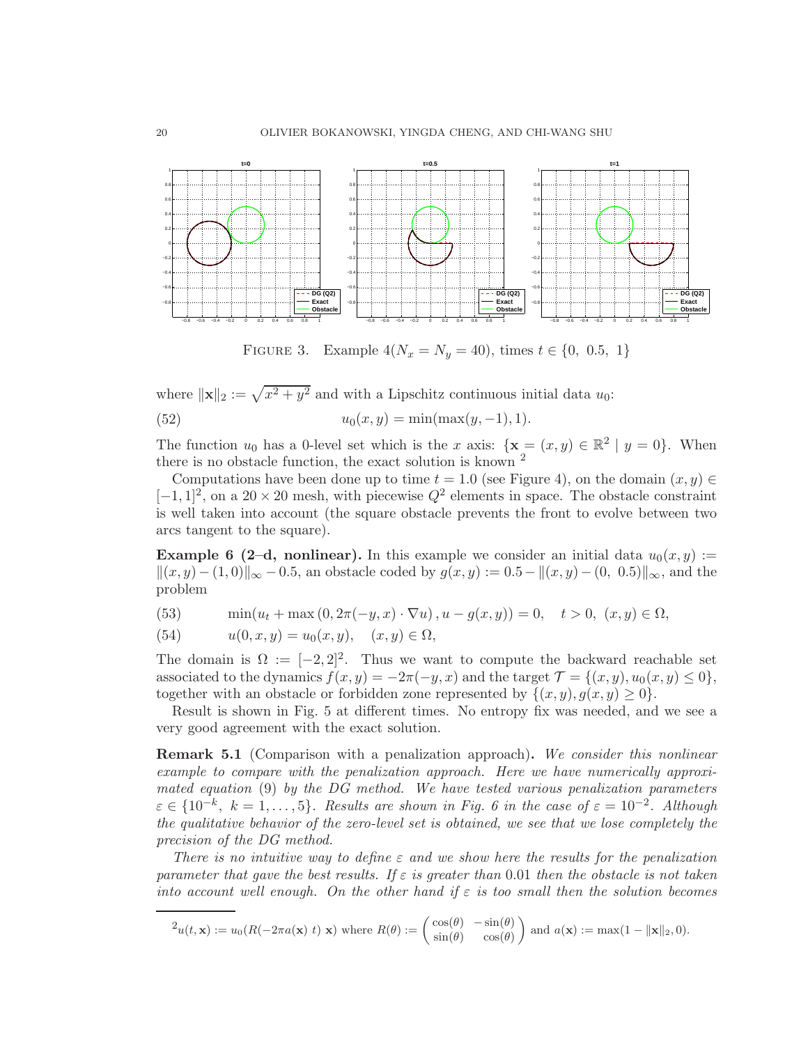FIGURE 3. Example 4($N_x = N_y = 40$), times $t \in \{0,\ 0.5,\ 1\}$

where $\|\mathbf{x}\|_2 := \sqrt{x^2+y^2}$ and with a Lipschitz continuous initial data $u_0$:

$$u_0(x,y) = \min(\max(y,-1),1). \tag{52}$$

The function $u_0$ has a 0-level set which is the $x$ axis: $\{\mathbf{x} = (x,y) \in \mathbb{R}^2 \mid y = 0\}$. When there is no obstacle function, the exact solution is known [2]

Computations have been done up to time $t = 1.0$ (see Figure 4), on the domain $(x,y) \in [-1,1]^2$, on a $20 \times 20$ mesh, with piecewise $Q^2$ elements in space. The obstacle constraint is well taken into account (the square obstacle prevents the front to evolve between two arcs tangent to the square).

**Example 6 (2–d, nonlinear).** In this example we consider an initial data $u_0(x,y) := \|(x,y)-(1,0)\|_\infty - 0.5$, an obstacle coded by $g(x,y) := 0.5 - \|(x,y)-(0,\ 0.5)\|_\infty$, and the problem

$$\min(u_t + \max\left(0, 2\pi(-y,x)\cdot\nabla u\right), u - g(x,y)) = 0, \quad t > 0,\ (x,y) \in \Omega, \tag{53}$$

$$u(0,x,y) = u_0(x,y), \quad (x,y) \in \Omega, \tag{54}$$

The domain is $\Omega := [-2,2]^2$. Thus we want to compute the backward reachable set associated to the dynamics $f(x,y) = -2\pi(-y,x)$ and the target $\mathcal{T} = \{(x,y), u_0(x,y) \le 0\}$, together with an obstacle or forbidden zone represented by $\{(x,y), g(x,y) \ge 0\}$.

Result is shown in Fig. 5 at different times. No entropy fix was needed, and we see a very good agreement with the exact solution.

**Remark 5.1** (Comparison with a penalization approach)**.** *We consider this nonlinear example to compare with the penalization approach. Here we have numerically approximated equation (9) by the DG method. We have tested various penalization parameters $\varepsilon \in \{10^{-k},\ k = 1,\dots,5\}$. Results are shown in Fig. 6 in the case of $\varepsilon = 10^{-2}$. Although the qualitative behavior of the zero-level set is obtained, we see that we lose completely the precision of the DG method.*

*There is no intuitive way to define $\varepsilon$ and we show here the results for the penalization parameter that gave the best results. If $\varepsilon$ is greater than 0.01 then the obstacle is not taken into account well enough. On the other hand if $\varepsilon$ is too small then the solution becomes*

---

[2] $u(t,\mathbf{x}) := u_0(R(-2\pi a(\mathbf{x})\ t)\ \mathbf{x})$ where $R(\theta) := \begin{pmatrix} \cos(\theta) & -\sin(\theta) \\ \sin(\theta) & \cos(\theta) \end{pmatrix}$ and $a(\mathbf{x}) := \max(1 - \|\mathbf{x}\|_2, 0)$.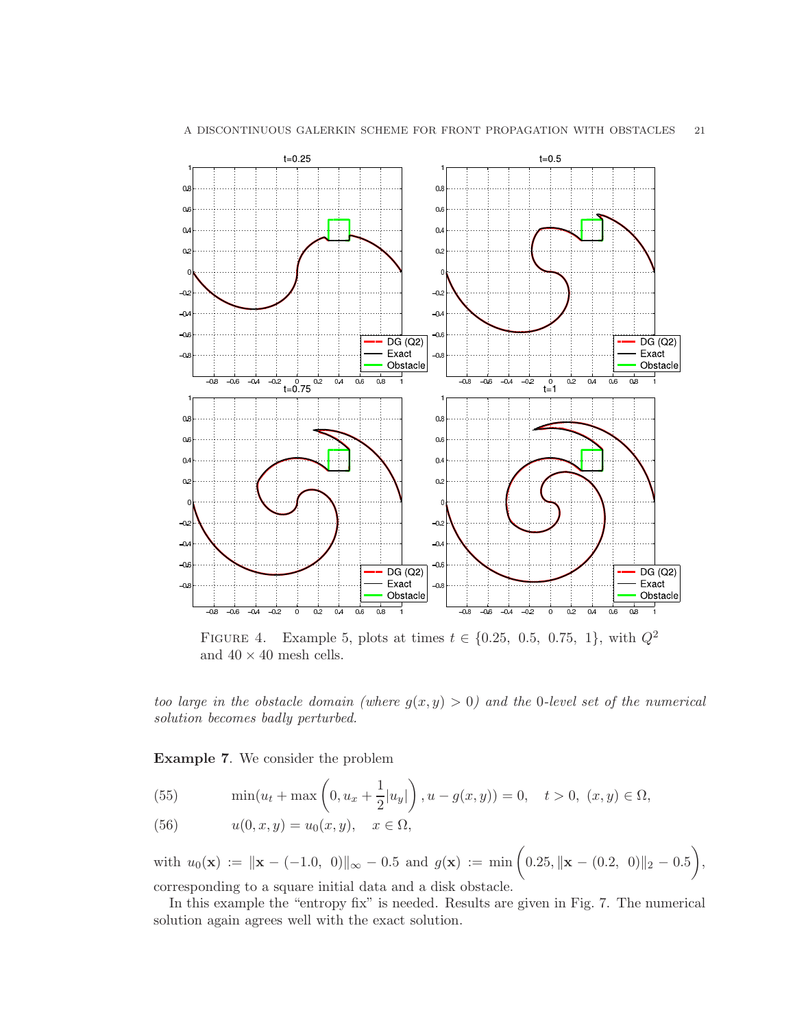FIGURE 4. Example 5, plots at times $t \in \{0.25,\ 0.5,\ 0.75,\ 1\}$, with $Q^2$ and $40 \times 40$ mesh cells.

*too large in the obstacle domain (where $g(x, y) > 0$) and the 0-level set of the numerical solution becomes badly perturbed.*

**Example 7**. We consider the problem

$$\min(u_t + \max\left(0, u_x + \frac{1}{2}|u_y|\right), u - g(x, y)) = 0, \quad t > 0,\ (x, y) \in \Omega, \tag{55}$$

$$u(0, x, y) = u_0(x, y), \quad x \in \Omega, \tag{56}$$

with $u_0(\mathbf{x}) := \|\mathbf{x} - (-1.0,\ 0)\|_\infty - 0.5$ and $g(\mathbf{x}) := \min\left(0.25, \|\mathbf{x} - (0.2,\ 0)\|_2 - 0.5\right)$, corresponding to a square initial data and a disk obstacle.

In this example the "entropy fix" is needed. Results are given in Fig. 7. The numerical solution again agrees well with the exact solution.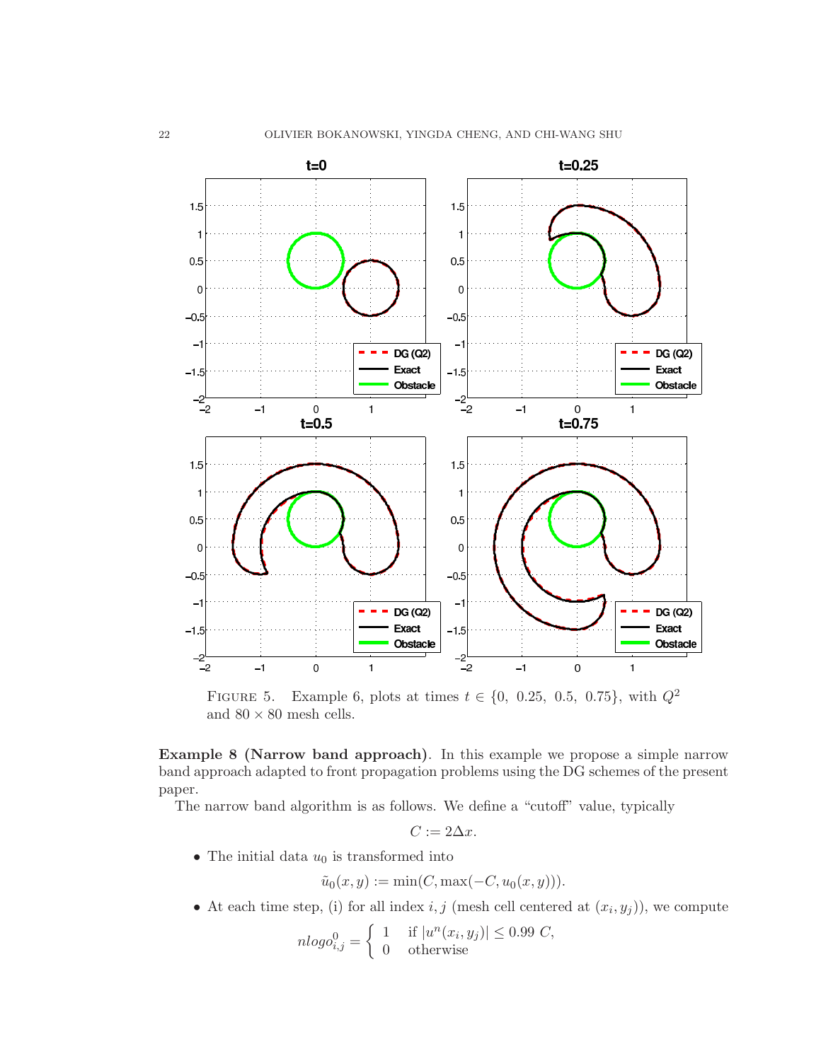FIGURE 5. Example 6, plots at times $t \in \{0,\ 0.25,\ 0.5,\ 0.75\}$, with $Q^2$ and $80 \times 80$ mesh cells.

**Example 8 (Narrow band approach)**. In this example we propose a simple narrow band approach adapted to front propagation problems using the DG schemes of the present paper.

The narrow band algorithm is as follows. We define a "cutoff" value, typically

$$C := 2\Delta x.$$

- The initial data $u_0$ is transformed into

$$\tilde{u}_0(x, y) := \min(C, \max(-C, u_0(x, y))).$$

- At each time step, (i) for all index $i, j$ (mesh cell centered at $(x_i, y_j)$), we compute

$$nlogo^0_{i,j} = \begin{cases} 1 & \text{if } |u^n(x_i, y_j)| \leq 0.99\ C, \\ 0 & \text{otherwise} \end{cases}$$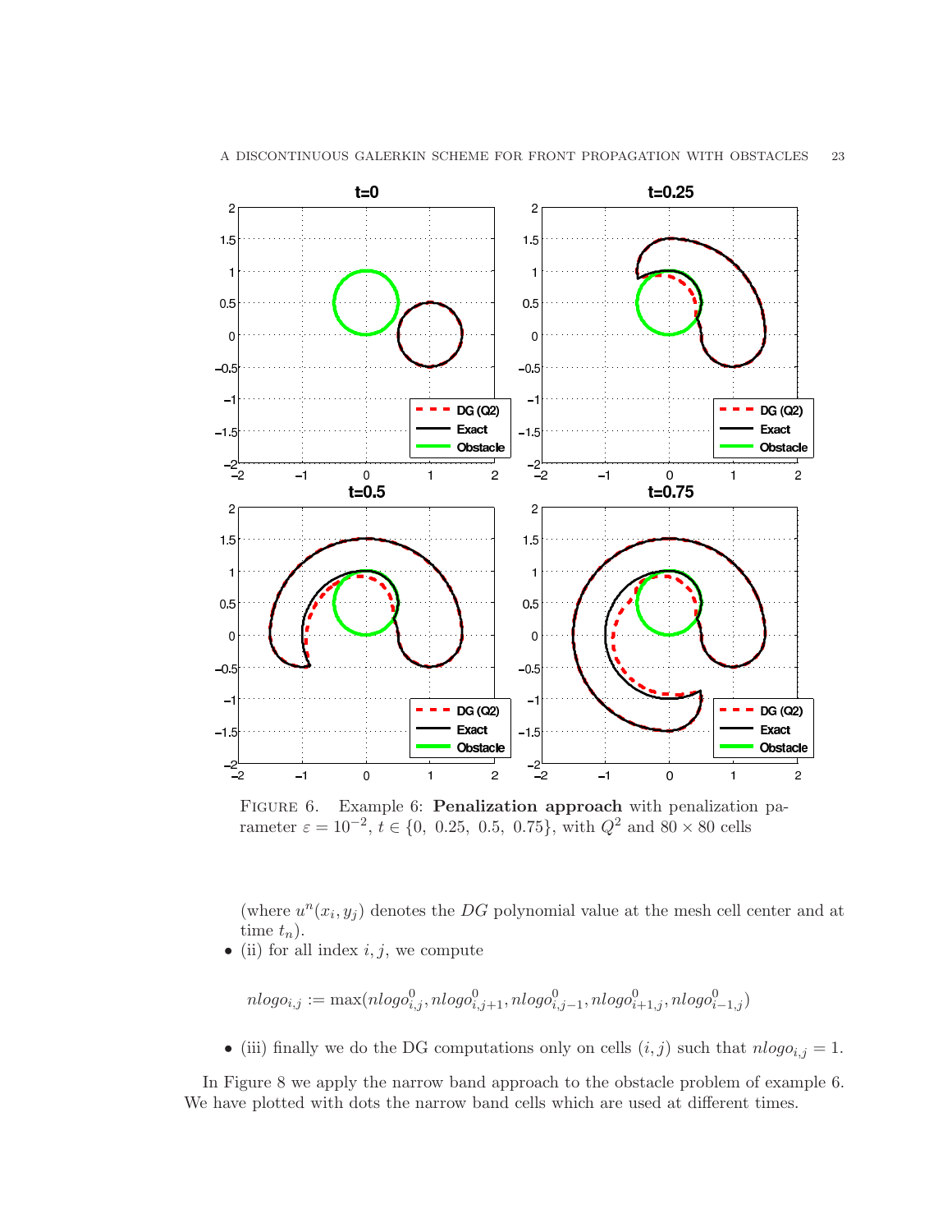FIGURE 6. Example 6: **Penalization approach** with penalization parameter $\varepsilon = 10^{-2}$, $t \in \{0,\ 0.25,\ 0.5,\ 0.75\}$, with $Q^2$ and $80 \times 80$ cells

(where $u^n(x_i, y_j)$ denotes the $DG$ polynomial value at the mesh cell center and at time $t_n$).

- (ii) for all index $i, j$, we compute

$$nlogo_{i,j} := \max(nlogo^0_{i,j}, nlogo^0_{i,j+1}, nlogo^0_{i,j-1}, nlogo^0_{i+1,j}, nlogo^0_{i-1,j})$$

- (iii) finally we do the DG computations only on cells $(i, j)$ such that $nlogo_{i,j} = 1$.

In Figure 8 we apply the narrow band approach to the obstacle problem of example 6. We have plotted with dots the narrow band cells which are used at different times.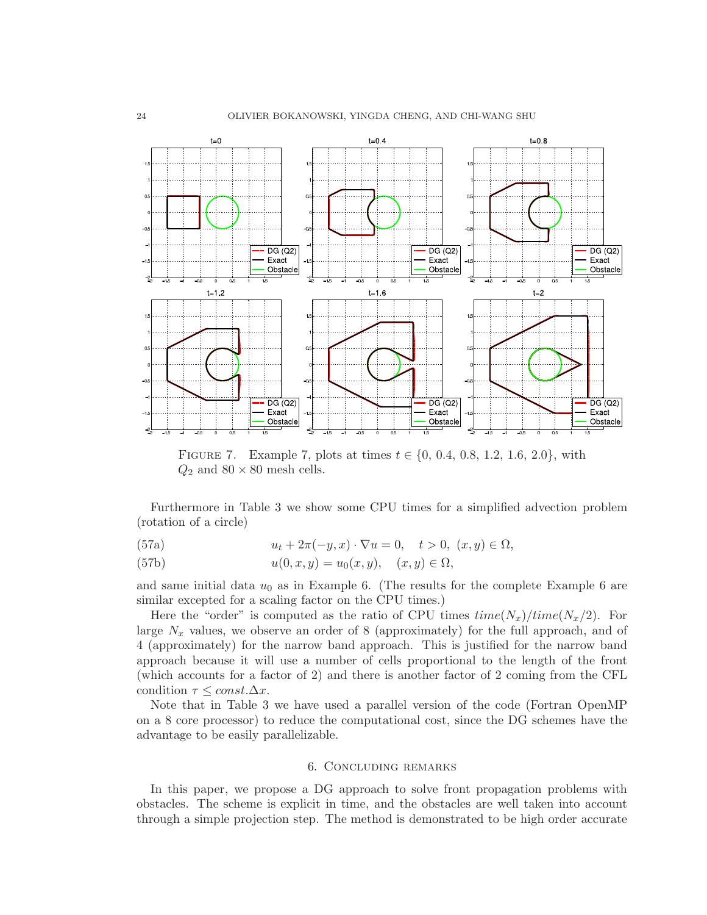FIGURE 7. Example 7, plots at times $t \in \{0,\ 0.4,\ 0.8,\ 1.2,\ 1.6,\ 2.0\}$, with $Q_2$ and $80 \times 80$ mesh cells.

Furthermore in Table 3 we show some CPU times for a simplified advection problem (rotation of a circle)

$$u_t + 2\pi(-y, x) \cdot \nabla u = 0, \quad t > 0,\ (x, y) \in \Omega, \tag{57a}$$

$$u(0, x, y) = u_0(x, y), \quad (x, y) \in \Omega, \tag{57b}$$

and same initial data $u_0$ as in Example 6. (The results for the complete Example 6 are similar excepted for a scaling factor on the CPU times.)

Here the "order" is computed as the ratio of CPU times $time(N_x)/time(N_x/2)$. For large $N_x$ values, we observe an order of 8 (approximately) for the full approach, and of 4 (approximately) for the narrow band approach. This is justified for the narrow band approach because it will use a number of cells proportional to the length of the front (which accounts for a factor of 2) and there is another factor of 2 coming from the CFL condition $\tau \leq const.\Delta x$.

Note that in Table 3 we have used a parallel version of the code (Fortran OpenMP on a 8 core processor) to reduce the computational cost, since the DG schemes have the advantage to be easily parallelizable.

## 6. Concluding remarks

In this paper, we propose a DG approach to solve front propagation problems with obstacles. The scheme is explicit in time, and the obstacles are well taken into account through a simple projection step. The method is demonstrated to be high order accurate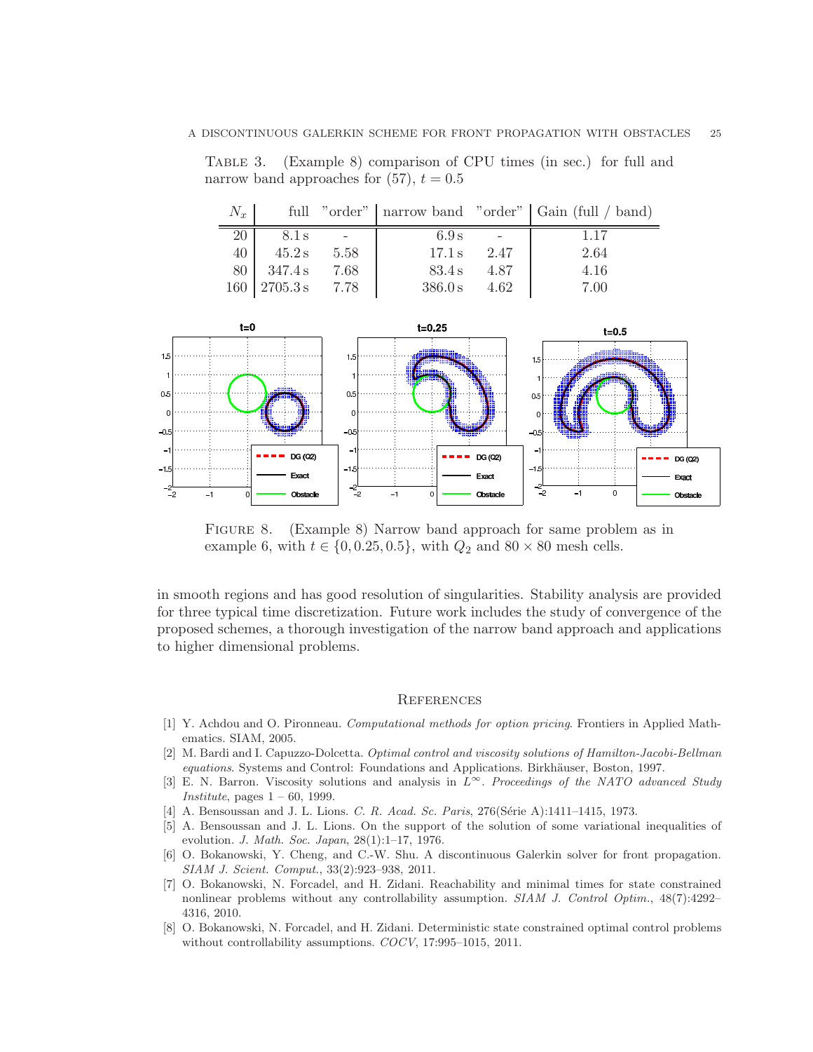TABLE 3. (Example 8) comparison of CPU times (in sec.) for full and narrow band approaches for (57), $t = 0.5$

| $N_x$ | full | "order" | narrow band | "order" | Gain (full / band) |
|---|---|---|---|---|---|
| 20 | 8.1 s | - | 6.9 s | - | 1.17 |
| 40 | 45.2 s | 5.58 | 17.1 s | 2.47 | 2.64 |
| 80 | 347.4 s | 7.68 | 83.4 s | 4.87 | 4.16 |
| 160 | 2705.3 s | 7.78 | 386.0 s | 4.62 | 7.00 |

FIGURE 8. (Example 8) Narrow band approach for same problem as in example 6, with $t \in \{0, 0.25, 0.5\}$, with $Q_2$ and $80 \times 80$ mesh cells.

in smooth regions and has good resolution of singularities. Stability analysis are provided for three typical time discretization. Future work includes the study of convergence of the proposed schemes, a thorough investigation of the narrow band approach and applications to higher dimensional problems.

## References

[1] Y. Achdou and O. Pironneau. *Computational methods for option pricing*. Frontiers in Applied Mathematics. SIAM, 2005.

[2] M. Bardi and I. Capuzzo-Dolcetta. *Optimal control and viscosity solutions of Hamilton-Jacobi-Bellman equations*. Systems and Control: Foundations and Applications. Birkhäuser, Boston, 1997.

[3] E. N. Barron. Viscosity solutions and analysis in $L^\infty$. *Proceedings of the NATO advanced Study Institute*, pages 1 – 60, 1999.

[4] A. Bensoussan and J. L. Lions. *C. R. Acad. Sc. Paris*, 276(Série A):1411–1415, 1973.

[5] A. Bensoussan and J. L. Lions. On the support of the solution of some variational inequalities of evolution. *J. Math. Soc. Japan*, 28(1):1–17, 1976.

[6] O. Bokanowski, Y. Cheng, and C.-W. Shu. A discontinuous Galerkin solver for front propagation. *SIAM J. Scient. Comput.*, 33(2):923–938, 2011.

[7] O. Bokanowski, N. Forcadel, and H. Zidani. Reachability and minimal times for state constrained nonlinear problems without any controllability assumption. *SIAM J. Control Optim.*, 48(7):4292–4316, 2010.

[8] O. Bokanowski, N. Forcadel, and H. Zidani. Deterministic state constrained optimal control problems without controllability assumptions. *COCV*, 17:995–1015, 2011.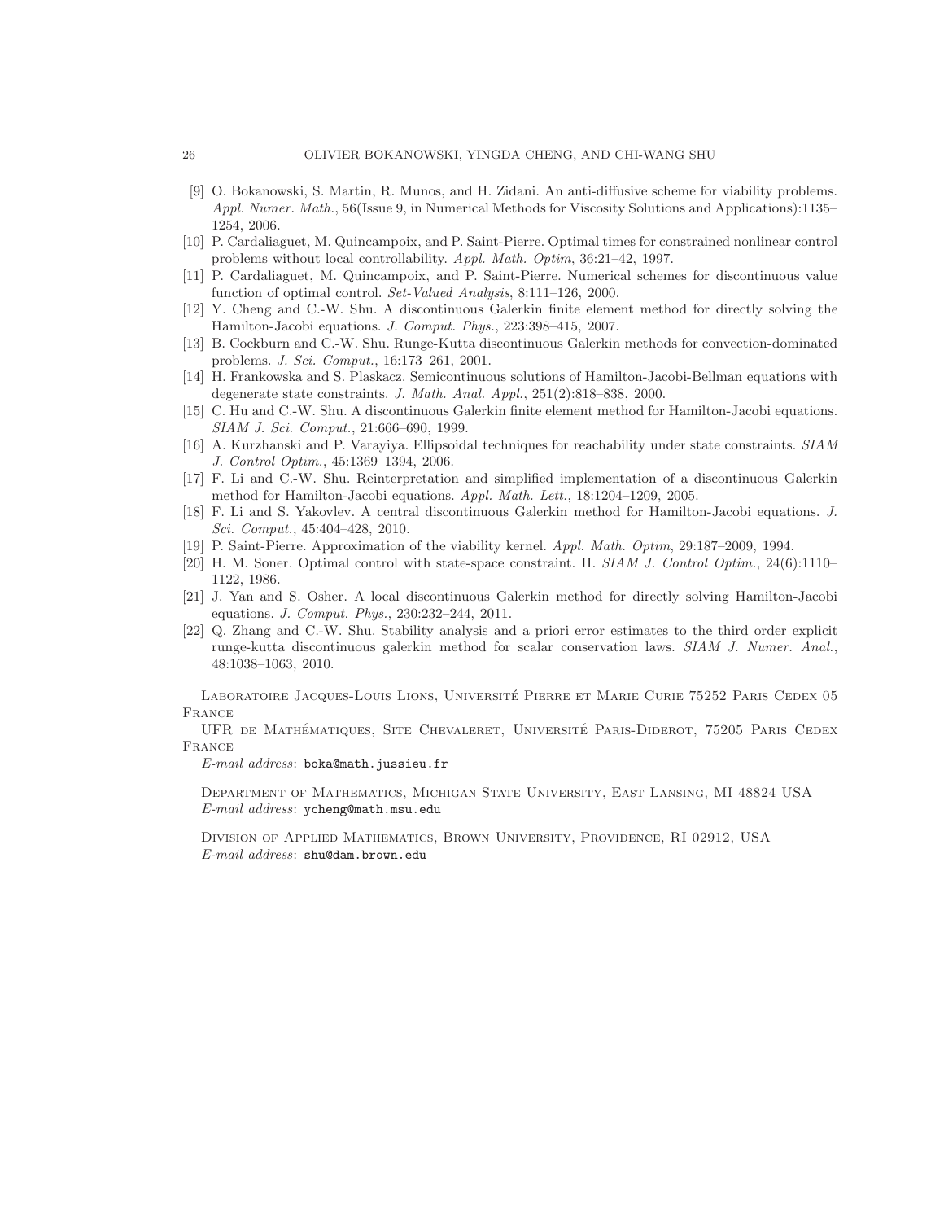[9] O. Bokanowski, S. Martin, R. Munos, and H. Zidani. An anti-diffusive scheme for viability problems. *Appl. Numer. Math.*, 56(Issue 9, in Numerical Methods for Viscosity Solutions and Applications):1135–1254, 2006.

[10] P. Cardaliaguet, M. Quincampoix, and P. Saint-Pierre. Optimal times for constrained nonlinear control problems without local controllability. *Appl. Math. Optim*, 36:21–42, 1997.

[11] P. Cardaliaguet, M. Quincampoix, and P. Saint-Pierre. Numerical schemes for discontinuous value function of optimal control. *Set-Valued Analysis*, 8:111–126, 2000.

[12] Y. Cheng and C.-W. Shu. A discontinuous Galerkin finite element method for directly solving the Hamilton-Jacobi equations. *J. Comput. Phys.*, 223:398–415, 2007.

[13] B. Cockburn and C.-W. Shu. Runge-Kutta discontinuous Galerkin methods for convection-dominated problems. *J. Sci. Comput.*, 16:173–261, 2001.

[14] H. Frankowska and S. Plaskacz. Semicontinuous solutions of Hamilton-Jacobi-Bellman equations with degenerate state constraints. *J. Math. Anal. Appl.*, 251(2):818–838, 2000.

[15] C. Hu and C.-W. Shu. A discontinuous Galerkin finite element method for Hamilton-Jacobi equations. *SIAM J. Sci. Comput.*, 21:666–690, 1999.

[16] A. Kurzhanski and P. Varayiya. Ellipsoidal techniques for reachability under state constraints. *SIAM J. Control Optim.*, 45:1369–1394, 2006.

[17] F. Li and C.-W. Shu. Reinterpretation and simplified implementation of a discontinuous Galerkin method for Hamilton-Jacobi equations. *Appl. Math. Lett.*, 18:1204–1209, 2005.

[18] F. Li and S. Yakovlev. A central discontinuous Galerkin method for Hamilton-Jacobi equations. *J. Sci. Comput.*, 45:404–428, 2010.

[19] P. Saint-Pierre. Approximation of the viability kernel. *Appl. Math. Optim*, 29:187–2009, 1994.

[20] H. M. Soner. Optimal control with state-space constraint. II. *SIAM J. Control Optim.*, 24(6):1110–1122, 1986.

[21] J. Yan and S. Osher. A local discontinuous Galerkin method for directly solving Hamilton-Jacobi equations. *J. Comput. Phys.*, 230:232–244, 2011.

[22] Q. Zhang and C.-W. Shu. Stability analysis and a priori error estimates to the third order explicit runge-kutta discontinuous galerkin method for scalar conservation laws. *SIAM J. Numer. Anal.*, 48:1038–1063, 2010.

Laboratoire Jacques-Louis Lions, Université Pierre et Marie Curie 75252 Paris Cedex 05 France

UFR de Mathématiques, Site Chevaleret, Université Paris-Diderot, 75205 Paris Cedex France

*E-mail address*: boka@math.jussieu.fr

Department of Mathematics, Michigan State University, East Lansing, MI 48824 USA
*E-mail address*: ycheng@math.msu.edu

Division of Applied Mathematics, Brown University, Providence, RI 02912, USA
*E-mail address*: shu@dam.brown.edu